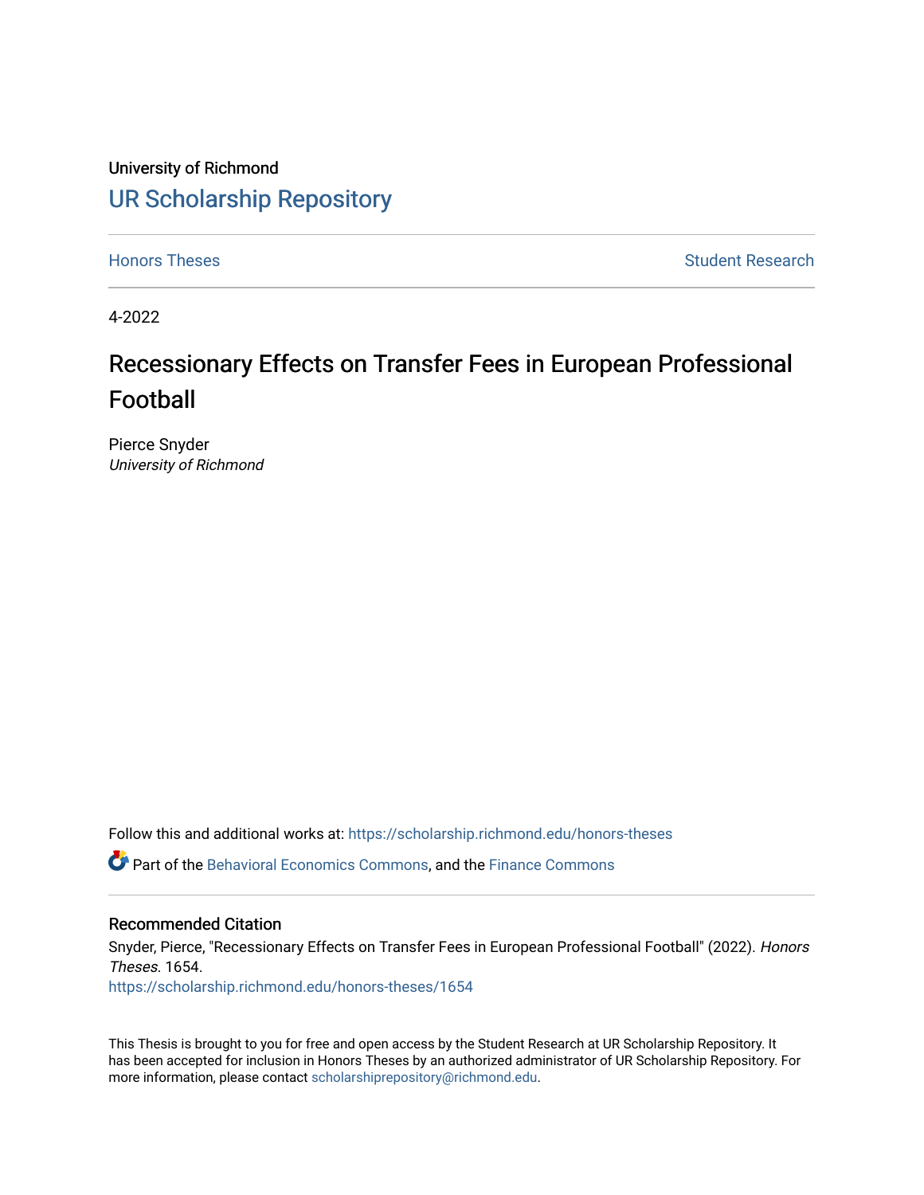University of Richmond

# UR Scholarship Repository

Honors Theses | Student Research

4-2022

# Recessionary Effects on Transfer Fees in European Professional Football

Pierce Snyder
*University of Richmond*

Follow this and additional works at: https://scholarship.richmond.edu/honors-theses

Part of the Behavioral Economics Commons, and the Finance Commons

## Recommended Citation

Snyder, Pierce, "Recessionary Effects on Transfer Fees in European Professional Football" (2022). *Honors Theses*. 1654.
https://scholarship.richmond.edu/honors-theses/1654

This Thesis is brought to you for free and open access by the Student Research at UR Scholarship Repository. It has been accepted for inclusion in Honors Theses by an authorized administrator of UR Scholarship Repository. For more information, please contact scholarshiprepository@richmond.edu.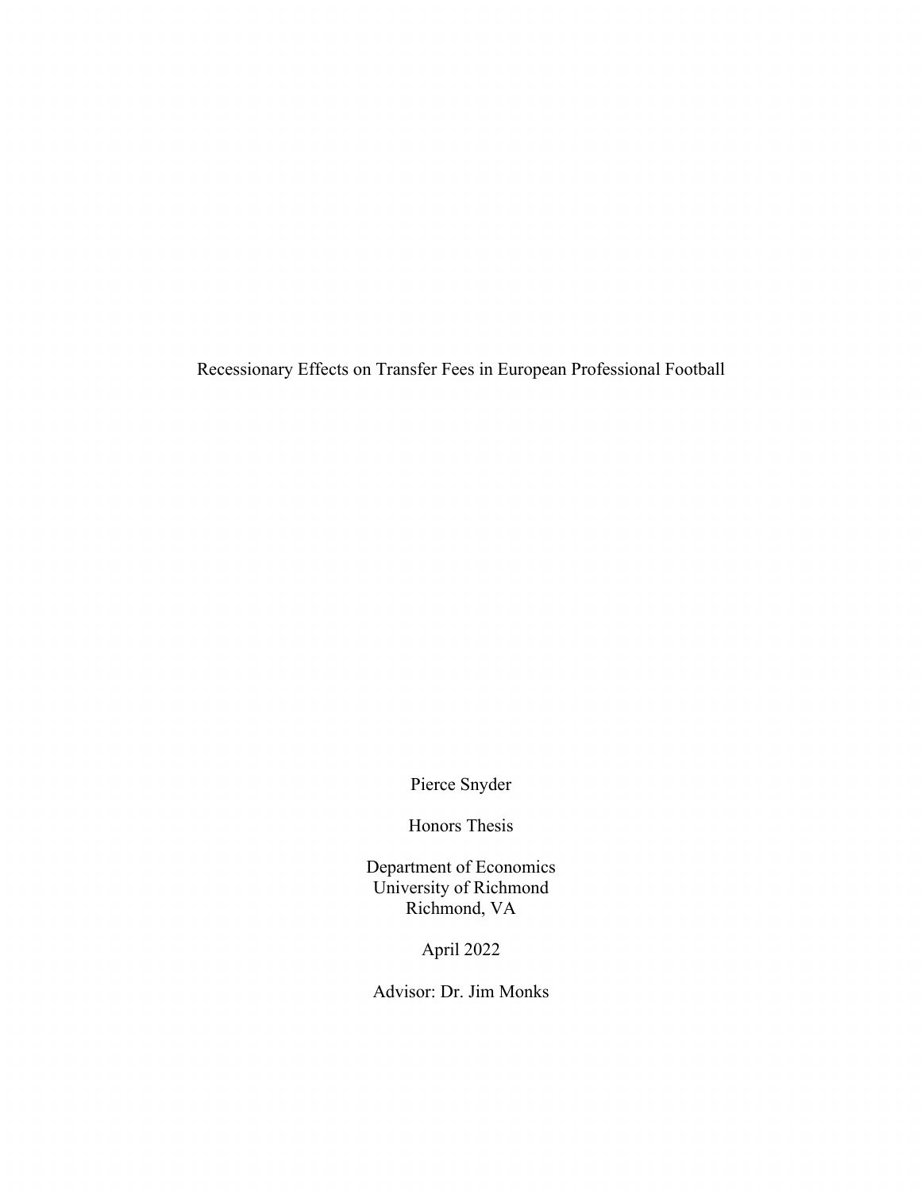# Recessionary Effects on Transfer Fees in European Professional Football

Pierce Snyder

Honors Thesis

Department of Economics
University of Richmond
Richmond, VA

April 2022

Advisor: Dr. Jim Monks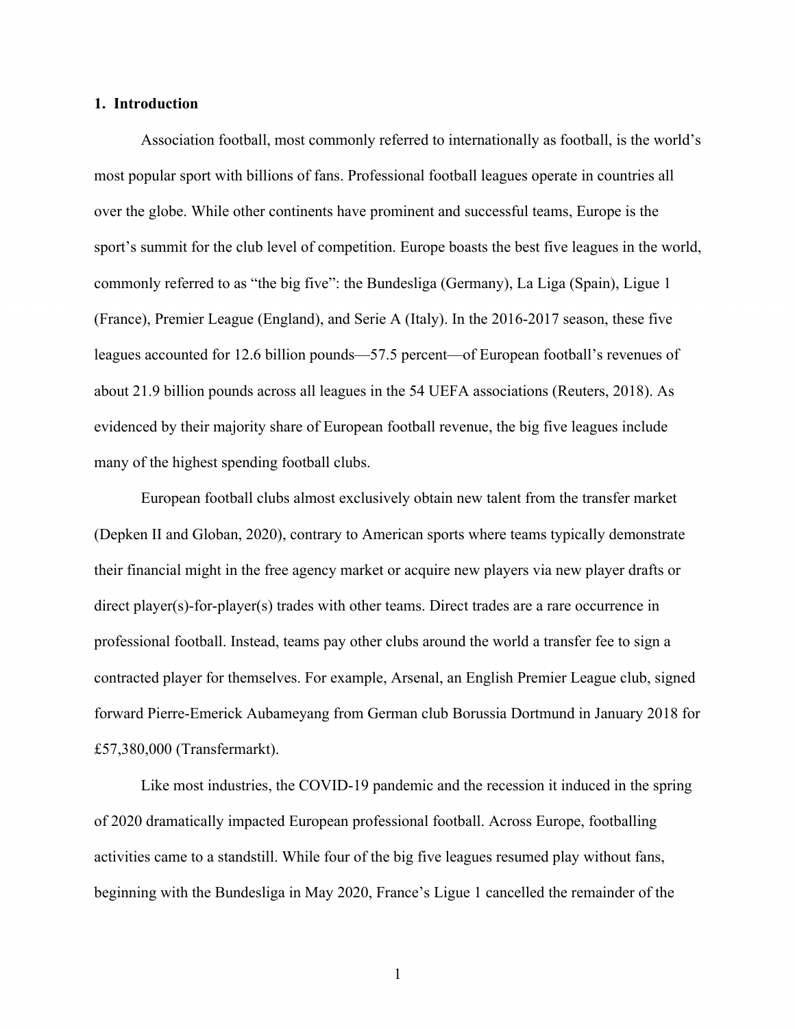## 1. Introduction

Association football, most commonly referred to internationally as football, is the world's most popular sport with billions of fans. Professional football leagues operate in countries all over the globe. While other continents have prominent and successful teams, Europe is the sport's summit for the club level of competition. Europe boasts the best five leagues in the world, commonly referred to as "the big five": the Bundesliga (Germany), La Liga (Spain), Ligue 1 (France), Premier League (England), and Serie A (Italy). In the 2016-2017 season, these five leagues accounted for 12.6 billion pounds—57.5 percent—of European football's revenues of about 21.9 billion pounds across all leagues in the 54 UEFA associations (Reuters, 2018). As evidenced by their majority share of European football revenue, the big five leagues include many of the highest spending football clubs.

European football clubs almost exclusively obtain new talent from the transfer market (Depken II and Globan, 2020), contrary to American sports where teams typically demonstrate their financial might in the free agency market or acquire new players via new player drafts or direct player(s)-for-player(s) trades with other teams. Direct trades are a rare occurrence in professional football. Instead, teams pay other clubs around the world a transfer fee to sign a contracted player for themselves. For example, Arsenal, an English Premier League club, signed forward Pierre-Emerick Aubameyang from German club Borussia Dortmund in January 2018 for £57,380,000 (Transfermarkt).

Like most industries, the COVID-19 pandemic and the recession it induced in the spring of 2020 dramatically impacted European professional football. Across Europe, footballing activities came to a standstill. While four of the big five leagues resumed play without fans, beginning with the Bundesliga in May 2020, France's Ligue 1 cancelled the remainder of the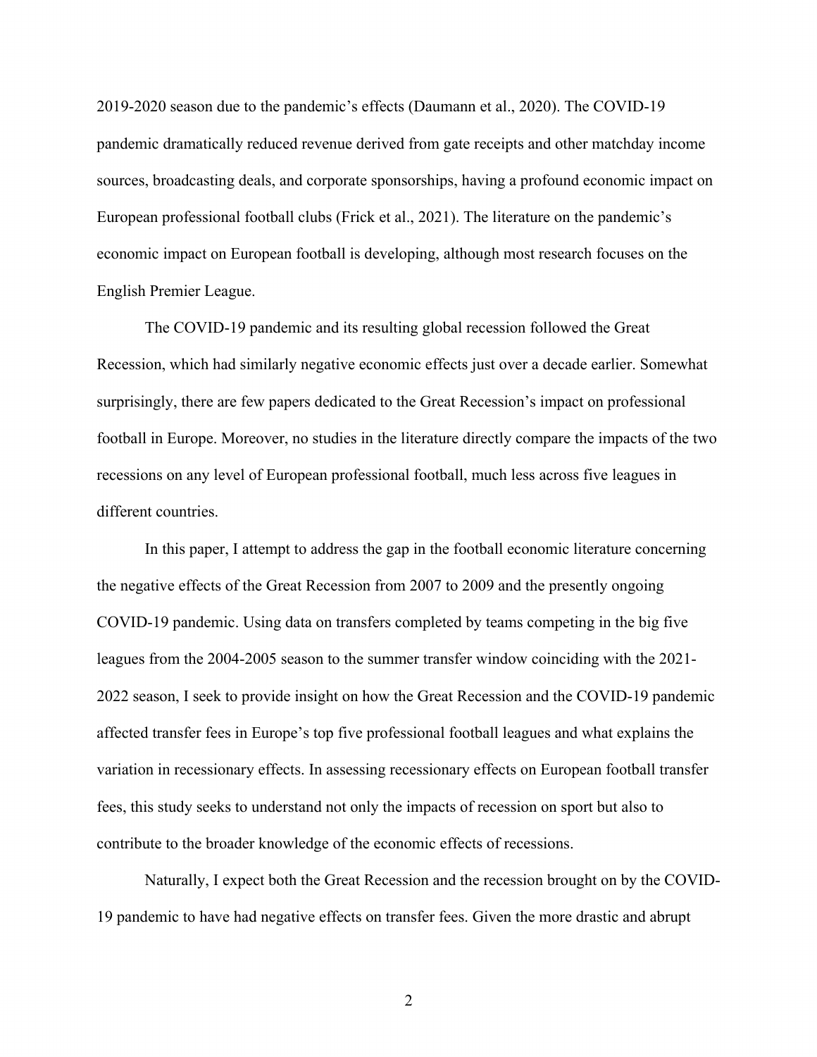2019-2020 season due to the pandemic's effects (Daumann et al., 2020). The COVID-19 pandemic dramatically reduced revenue derived from gate receipts and other matchday income sources, broadcasting deals, and corporate sponsorships, having a profound economic impact on European professional football clubs (Frick et al., 2021). The literature on the pandemic's economic impact on European football is developing, although most research focuses on the English Premier League.

The COVID-19 pandemic and its resulting global recession followed the Great Recession, which had similarly negative economic effects just over a decade earlier. Somewhat surprisingly, there are few papers dedicated to the Great Recession's impact on professional football in Europe. Moreover, no studies in the literature directly compare the impacts of the two recessions on any level of European professional football, much less across five leagues in different countries.

In this paper, I attempt to address the gap in the football economic literature concerning the negative effects of the Great Recession from 2007 to 2009 and the presently ongoing COVID-19 pandemic. Using data on transfers completed by teams competing in the big five leagues from the 2004-2005 season to the summer transfer window coinciding with the 2021-2022 season, I seek to provide insight on how the Great Recession and the COVID-19 pandemic affected transfer fees in Europe's top five professional football leagues and what explains the variation in recessionary effects. In assessing recessionary effects on European football transfer fees, this study seeks to understand not only the impacts of recession on sport but also to contribute to the broader knowledge of the economic effects of recessions.

Naturally, I expect both the Great Recession and the recession brought on by the COVID-19 pandemic to have had negative effects on transfer fees. Given the more drastic and abrupt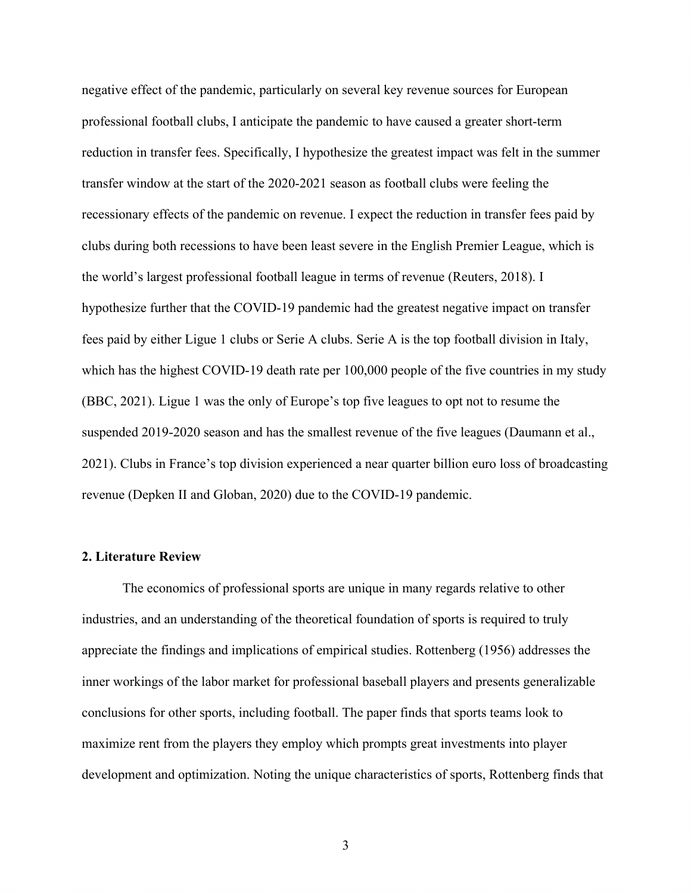negative effect of the pandemic, particularly on several key revenue sources for European professional football clubs, I anticipate the pandemic to have caused a greater short-term reduction in transfer fees. Specifically, I hypothesize the greatest impact was felt in the summer transfer window at the start of the 2020-2021 season as football clubs were feeling the recessionary effects of the pandemic on revenue. I expect the reduction in transfer fees paid by clubs during both recessions to have been least severe in the English Premier League, which is the world's largest professional football league in terms of revenue (Reuters, 2018). I hypothesize further that the COVID-19 pandemic had the greatest negative impact on transfer fees paid by either Ligue 1 clubs or Serie A clubs. Serie A is the top football division in Italy, which has the highest COVID-19 death rate per 100,000 people of the five countries in my study (BBC, 2021). Ligue 1 was the only of Europe's top five leagues to opt not to resume the suspended 2019-2020 season and has the smallest revenue of the five leagues (Daumann et al., 2021). Clubs in France's top division experienced a near quarter billion euro loss of broadcasting revenue (Depken II and Globan, 2020) due to the COVID-19 pandemic.

## 2. Literature Review

The economics of professional sports are unique in many regards relative to other industries, and an understanding of the theoretical foundation of sports is required to truly appreciate the findings and implications of empirical studies. Rottenberg (1956) addresses the inner workings of the labor market for professional baseball players and presents generalizable conclusions for other sports, including football. The paper finds that sports teams look to maximize rent from the players they employ which prompts great investments into player development and optimization. Noting the unique characteristics of sports, Rottenberg finds that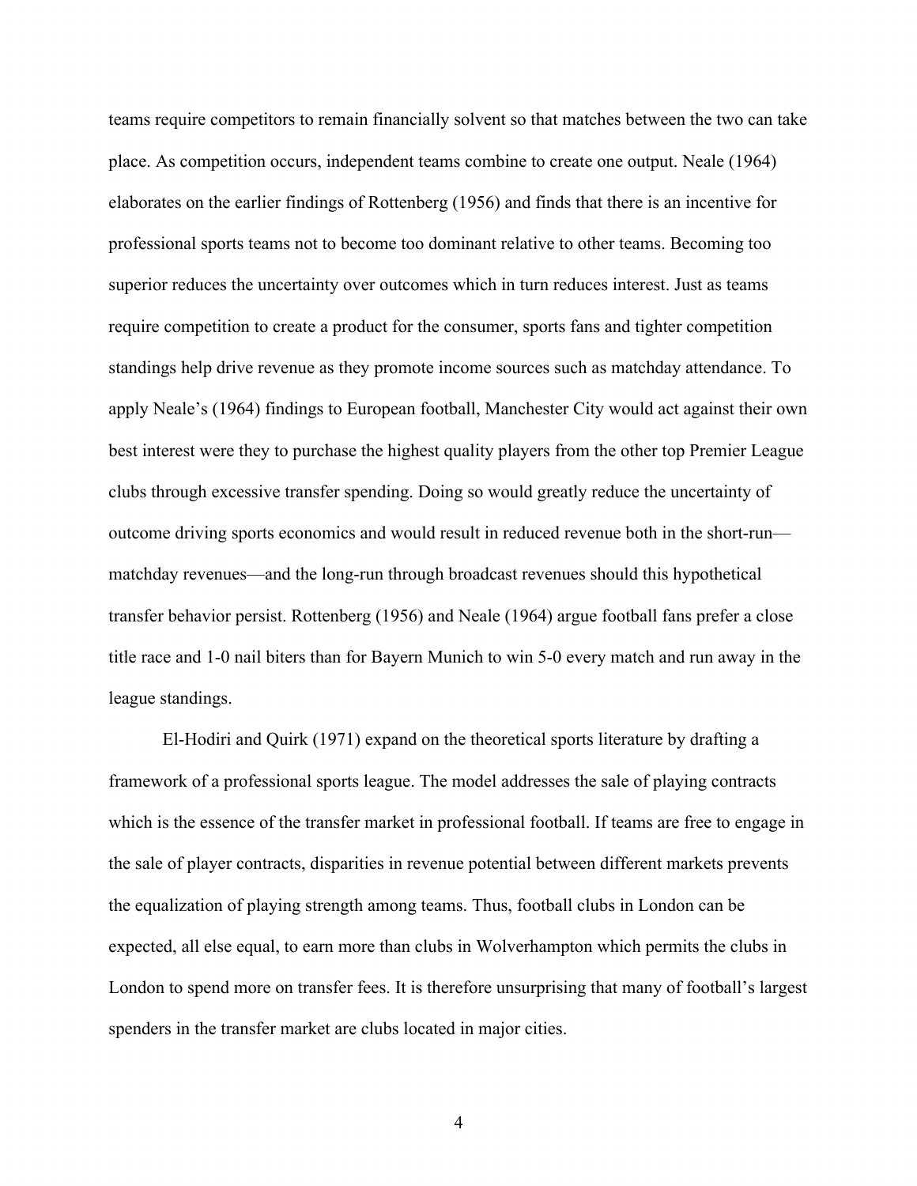teams require competitors to remain financially solvent so that matches between the two can take place. As competition occurs, independent teams combine to create one output. Neale (1964) elaborates on the earlier findings of Rottenberg (1956) and finds that there is an incentive for professional sports teams not to become too dominant relative to other teams. Becoming too superior reduces the uncertainty over outcomes which in turn reduces interest. Just as teams require competition to create a product for the consumer, sports fans and tighter competition standings help drive revenue as they promote income sources such as matchday attendance. To apply Neale's (1964) findings to European football, Manchester City would act against their own best interest were they to purchase the highest quality players from the other top Premier League clubs through excessive transfer spending. Doing so would greatly reduce the uncertainty of outcome driving sports economics and would result in reduced revenue both in the short-run—matchday revenues—and the long-run through broadcast revenues should this hypothetical transfer behavior persist. Rottenberg (1956) and Neale (1964) argue football fans prefer a close title race and 1-0 nail biters than for Bayern Munich to win 5-0 every match and run away in the league standings.

El-Hodiri and Quirk (1971) expand on the theoretical sports literature by drafting a framework of a professional sports league. The model addresses the sale of playing contracts which is the essence of the transfer market in professional football. If teams are free to engage in the sale of player contracts, disparities in revenue potential between different markets prevents the equalization of playing strength among teams. Thus, football clubs in London can be expected, all else equal, to earn more than clubs in Wolverhampton which permits the clubs in London to spend more on transfer fees. It is therefore unsurprising that many of football's largest spenders in the transfer market are clubs located in major cities.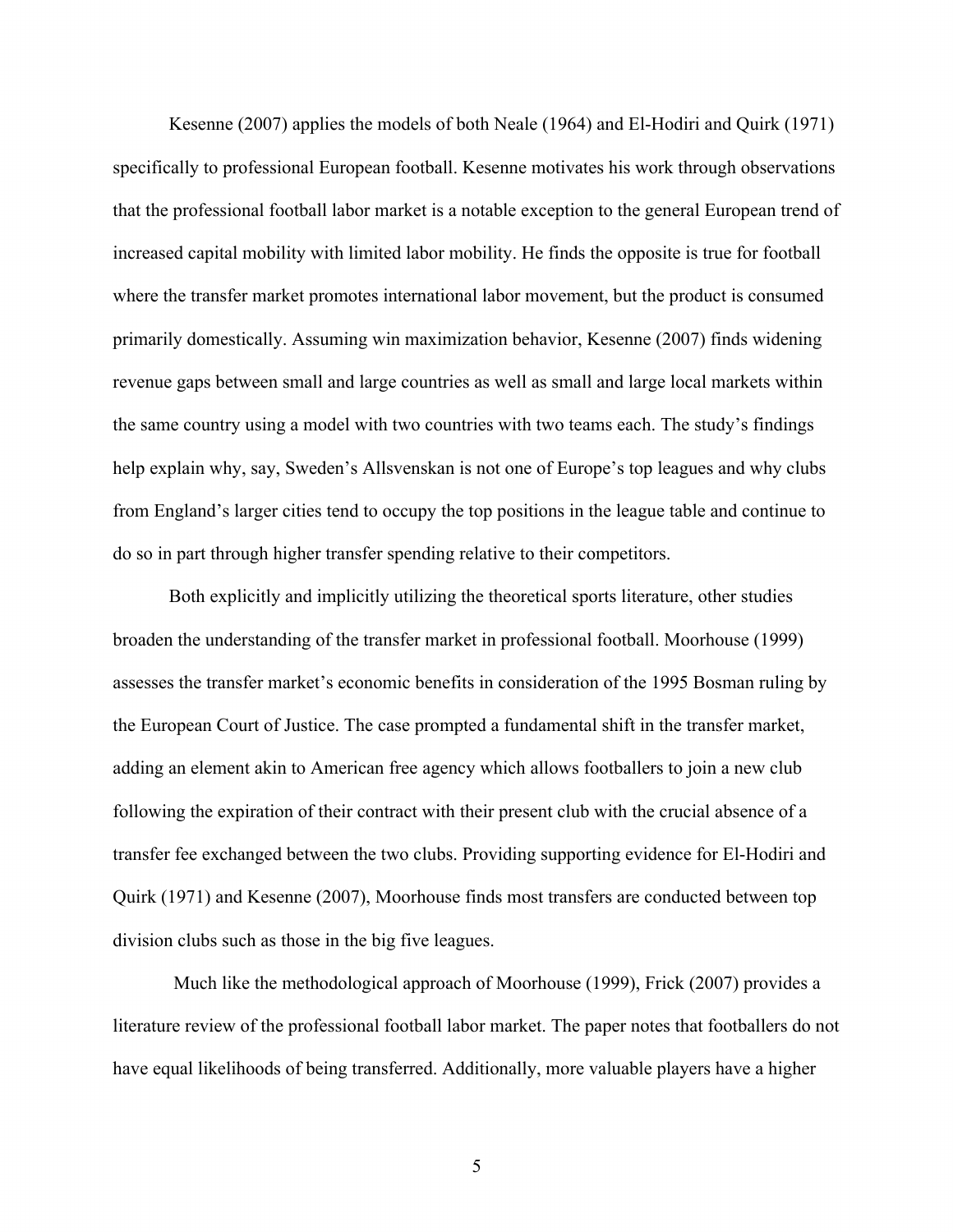Kesenne (2007) applies the models of both Neale (1964) and El-Hodiri and Quirk (1971) specifically to professional European football. Kesenne motivates his work through observations that the professional football labor market is a notable exception to the general European trend of increased capital mobility with limited labor mobility. He finds the opposite is true for football where the transfer market promotes international labor movement, but the product is consumed primarily domestically. Assuming win maximization behavior, Kesenne (2007) finds widening revenue gaps between small and large countries as well as small and large local markets within the same country using a model with two countries with two teams each. The study's findings help explain why, say, Sweden's Allsvenskan is not one of Europe's top leagues and why clubs from England's larger cities tend to occupy the top positions in the league table and continue to do so in part through higher transfer spending relative to their competitors.

Both explicitly and implicitly utilizing the theoretical sports literature, other studies broaden the understanding of the transfer market in professional football. Moorhouse (1999) assesses the transfer market's economic benefits in consideration of the 1995 Bosman ruling by the European Court of Justice. The case prompted a fundamental shift in the transfer market, adding an element akin to American free agency which allows footballers to join a new club following the expiration of their contract with their present club with the crucial absence of a transfer fee exchanged between the two clubs. Providing supporting evidence for El-Hodiri and Quirk (1971) and Kesenne (2007), Moorhouse finds most transfers are conducted between top division clubs such as those in the big five leagues.

Much like the methodological approach of Moorhouse (1999), Frick (2007) provides a literature review of the professional football labor market. The paper notes that footballers do not have equal likelihoods of being transferred. Additionally, more valuable players have a higher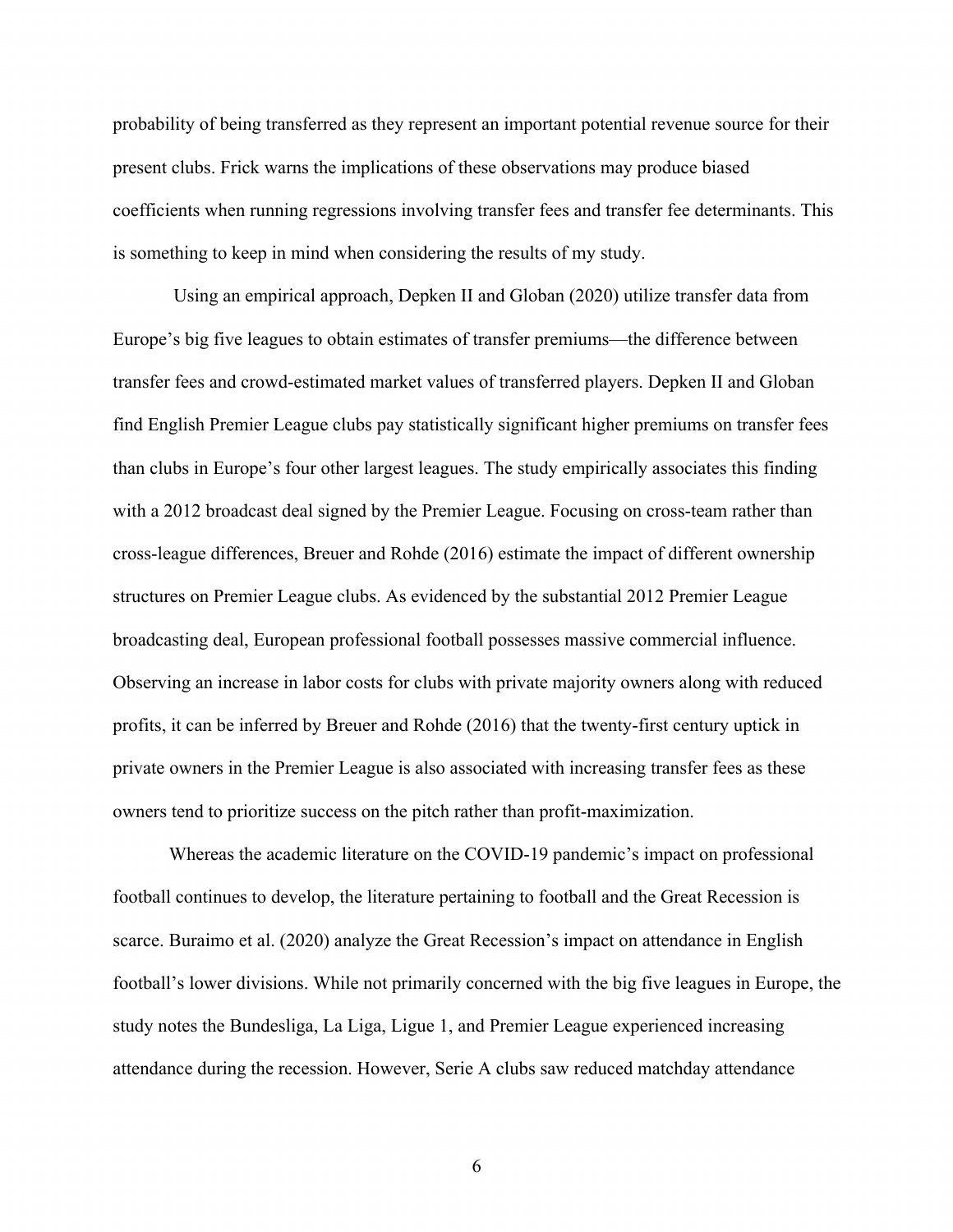probability of being transferred as they represent an important potential revenue source for their present clubs. Frick warns the implications of these observations may produce biased coefficients when running regressions involving transfer fees and transfer fee determinants. This is something to keep in mind when considering the results of my study.

Using an empirical approach, Depken II and Globan (2020) utilize transfer data from Europe's big five leagues to obtain estimates of transfer premiums—the difference between transfer fees and crowd-estimated market values of transferred players. Depken II and Globan find English Premier League clubs pay statistically significant higher premiums on transfer fees than clubs in Europe's four other largest leagues. The study empirically associates this finding with a 2012 broadcast deal signed by the Premier League. Focusing on cross-team rather than cross-league differences, Breuer and Rohde (2016) estimate the impact of different ownership structures on Premier League clubs. As evidenced by the substantial 2012 Premier League broadcasting deal, European professional football possesses massive commercial influence. Observing an increase in labor costs for clubs with private majority owners along with reduced profits, it can be inferred by Breuer and Rohde (2016) that the twenty-first century uptick in private owners in the Premier League is also associated with increasing transfer fees as these owners tend to prioritize success on the pitch rather than profit-maximization.

Whereas the academic literature on the COVID-19 pandemic's impact on professional football continues to develop, the literature pertaining to football and the Great Recession is scarce. Buraimo et al. (2020) analyze the Great Recession's impact on attendance in English football's lower divisions. While not primarily concerned with the big five leagues in Europe, the study notes the Bundesliga, La Liga, Ligue 1, and Premier League experienced increasing attendance during the recession. However, Serie A clubs saw reduced matchday attendance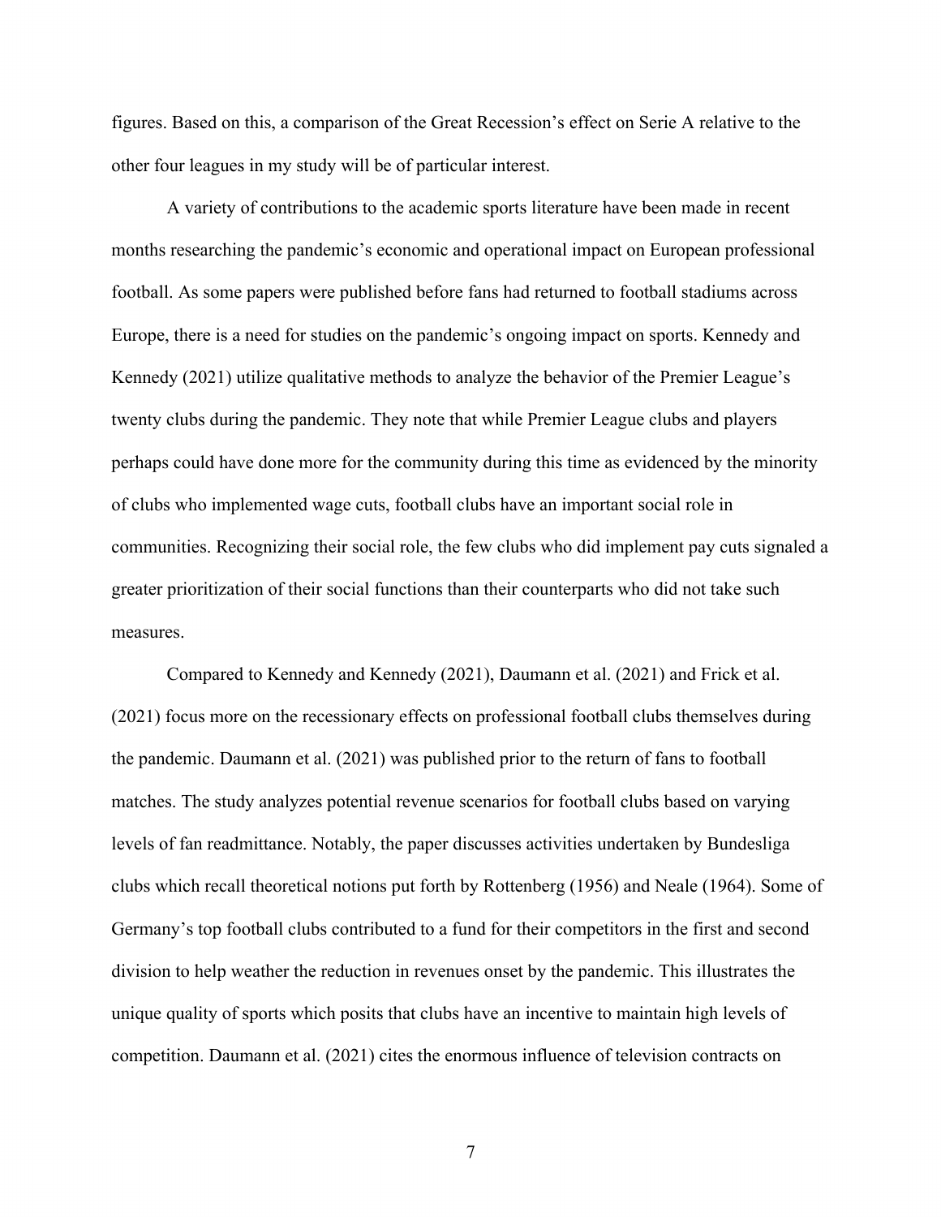figures. Based on this, a comparison of the Great Recession's effect on Serie A relative to the other four leagues in my study will be of particular interest.

A variety of contributions to the academic sports literature have been made in recent months researching the pandemic's economic and operational impact on European professional football. As some papers were published before fans had returned to football stadiums across Europe, there is a need for studies on the pandemic's ongoing impact on sports. Kennedy and Kennedy (2021) utilize qualitative methods to analyze the behavior of the Premier League's twenty clubs during the pandemic. They note that while Premier League clubs and players perhaps could have done more for the community during this time as evidenced by the minority of clubs who implemented wage cuts, football clubs have an important social role in communities. Recognizing their social role, the few clubs who did implement pay cuts signaled a greater prioritization of their social functions than their counterparts who did not take such measures.

Compared to Kennedy and Kennedy (2021), Daumann et al. (2021) and Frick et al. (2021) focus more on the recessionary effects on professional football clubs themselves during the pandemic. Daumann et al. (2021) was published prior to the return of fans to football matches. The study analyzes potential revenue scenarios for football clubs based on varying levels of fan readmittance. Notably, the paper discusses activities undertaken by Bundesliga clubs which recall theoretical notions put forth by Rottenberg (1956) and Neale (1964). Some of Germany's top football clubs contributed to a fund for their competitors in the first and second division to help weather the reduction in revenues onset by the pandemic. This illustrates the unique quality of sports which posits that clubs have an incentive to maintain high levels of competition. Daumann et al. (2021) cites the enormous influence of television contracts on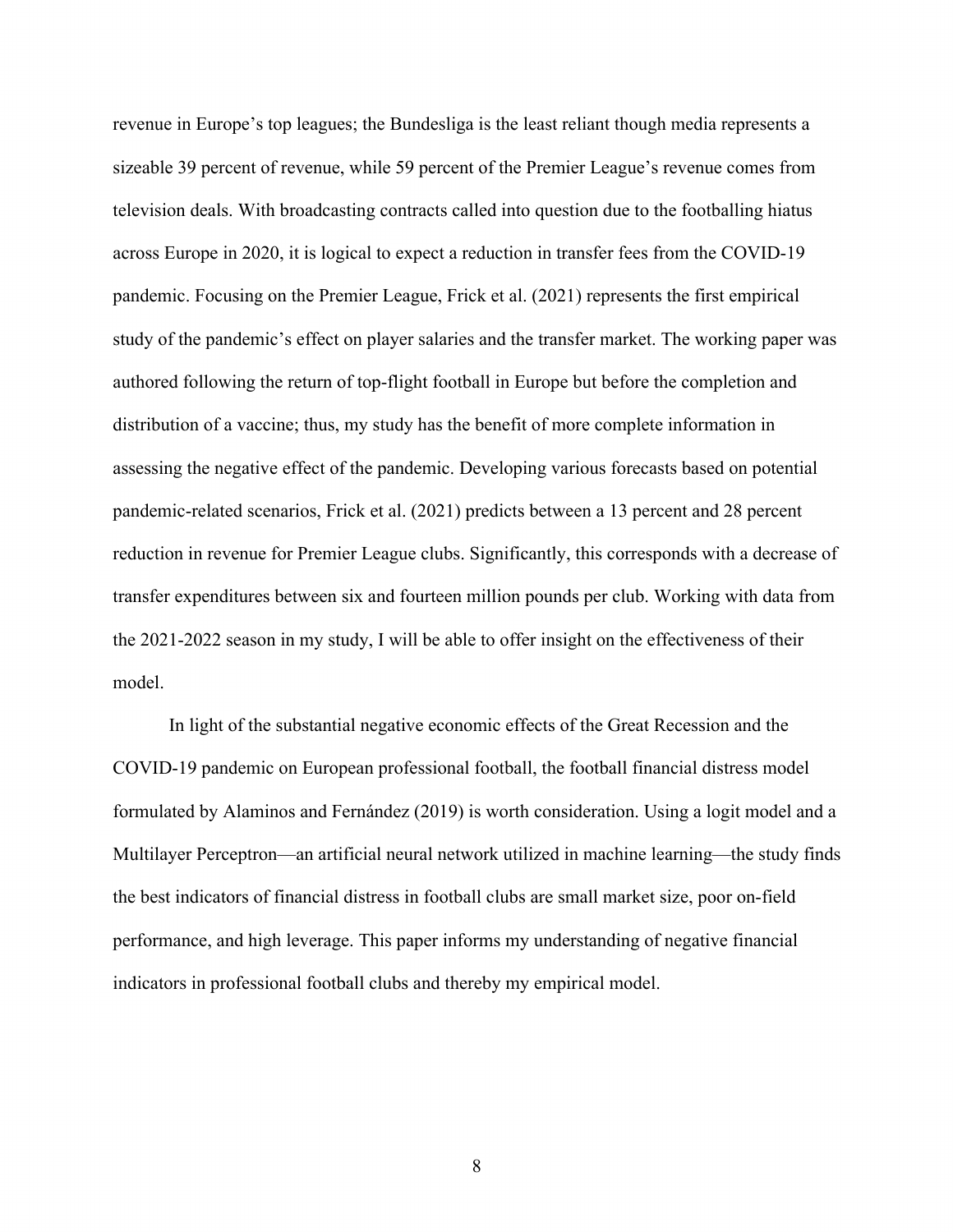revenue in Europe's top leagues; the Bundesliga is the least reliant though media represents a sizeable 39 percent of revenue, while 59 percent of the Premier League's revenue comes from television deals. With broadcasting contracts called into question due to the footballing hiatus across Europe in 2020, it is logical to expect a reduction in transfer fees from the COVID-19 pandemic. Focusing on the Premier League, Frick et al. (2021) represents the first empirical study of the pandemic's effect on player salaries and the transfer market. The working paper was authored following the return of top-flight football in Europe but before the completion and distribution of a vaccine; thus, my study has the benefit of more complete information in assessing the negative effect of the pandemic. Developing various forecasts based on potential pandemic-related scenarios, Frick et al. (2021) predicts between a 13 percent and 28 percent reduction in revenue for Premier League clubs. Significantly, this corresponds with a decrease of transfer expenditures between six and fourteen million pounds per club. Working with data from the 2021-2022 season in my study, I will be able to offer insight on the effectiveness of their model.

In light of the substantial negative economic effects of the Great Recession and the COVID-19 pandemic on European professional football, the football financial distress model formulated by Alaminos and Fernández (2019) is worth consideration. Using a logit model and a Multilayer Perceptron—an artificial neural network utilized in machine learning—the study finds the best indicators of financial distress in football clubs are small market size, poor on-field performance, and high leverage. This paper informs my understanding of negative financial indicators in professional football clubs and thereby my empirical model.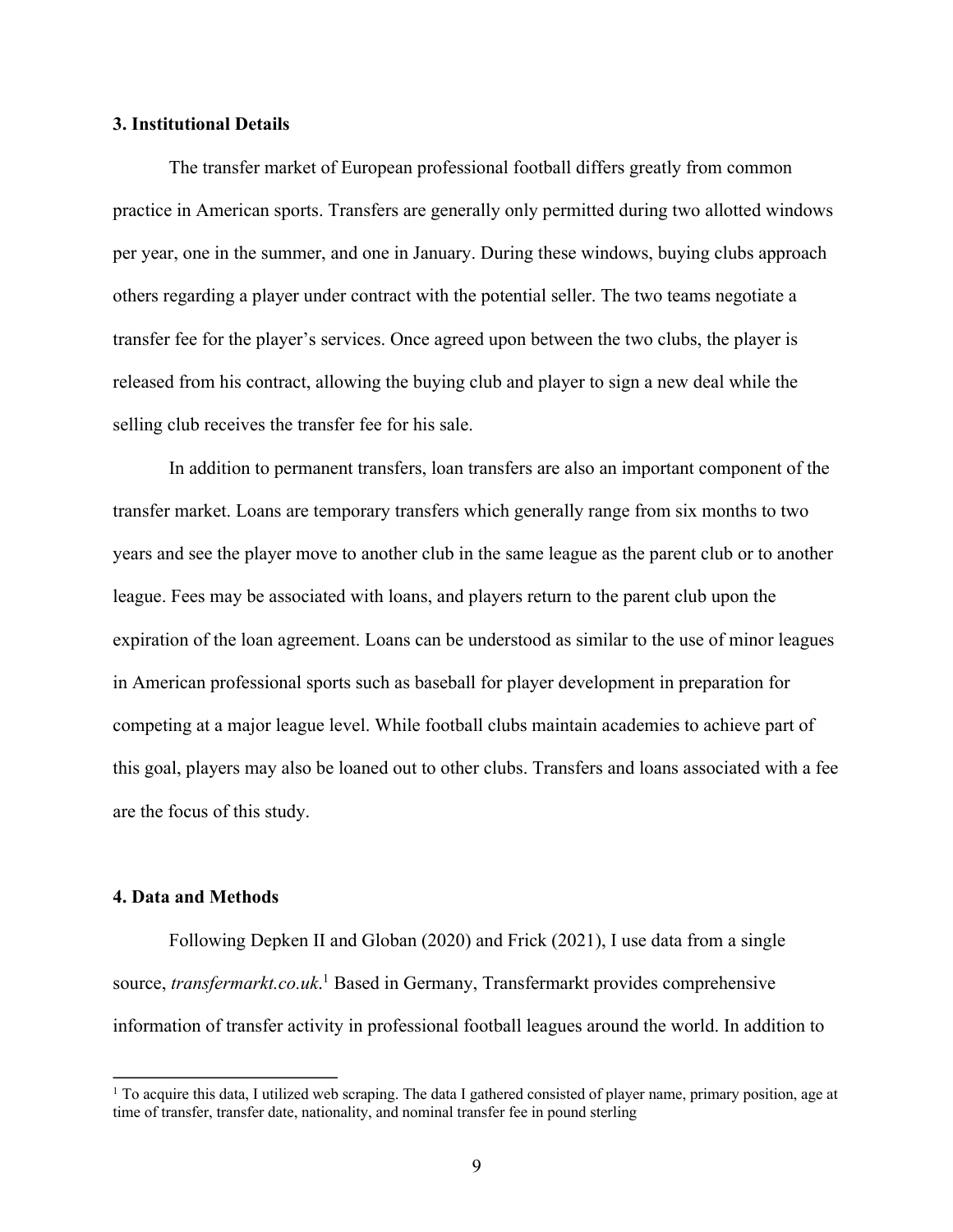## 3. Institutional Details

The transfer market of European professional football differs greatly from common practice in American sports. Transfers are generally only permitted during two allotted windows per year, one in the summer, and one in January. During these windows, buying clubs approach others regarding a player under contract with the potential seller. The two teams negotiate a transfer fee for the player's services. Once agreed upon between the two clubs, the player is released from his contract, allowing the buying club and player to sign a new deal while the selling club receives the transfer fee for his sale.

In addition to permanent transfers, loan transfers are also an important component of the transfer market. Loans are temporary transfers which generally range from six months to two years and see the player move to another club in the same league as the parent club or to another league. Fees may be associated with loans, and players return to the parent club upon the expiration of the loan agreement. Loans can be understood as similar to the use of minor leagues in American professional sports such as baseball for player development in preparation for competing at a major league level. While football clubs maintain academies to achieve part of this goal, players may also be loaned out to other clubs. Transfers and loans associated with a fee are the focus of this study.

## 4. Data and Methods

Following Depken II and Globan (2020) and Frick (2021), I use data from a single source, *transfermarkt.co.uk*.[1] Based in Germany, Transfermarkt provides comprehensive information of transfer activity in professional football leagues around the world. In addition to

[1] To acquire this data, I utilized web scraping. The data I gathered consisted of player name, primary position, age at time of transfer, transfer date, nationality, and nominal transfer fee in pound sterling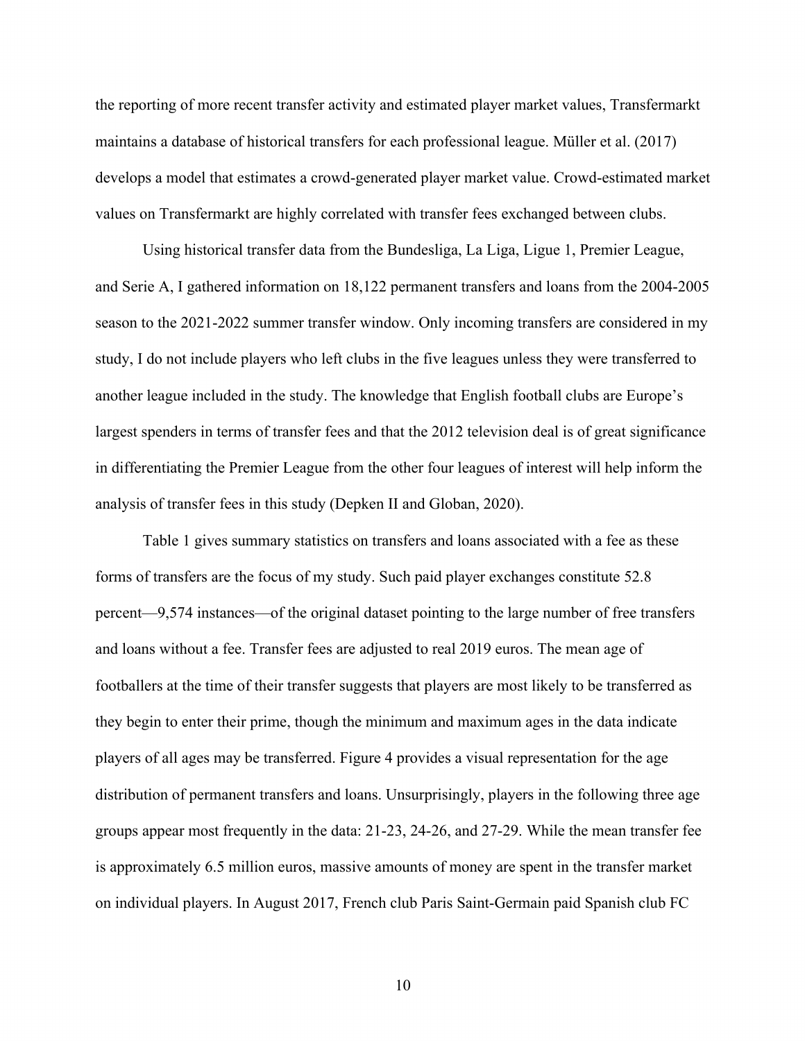the reporting of more recent transfer activity and estimated player market values, Transfermarkt maintains a database of historical transfers for each professional league. Müller et al. (2017) develops a model that estimates a crowd-generated player market value. Crowd-estimated market values on Transfermarkt are highly correlated with transfer fees exchanged between clubs.

Using historical transfer data from the Bundesliga, La Liga, Ligue 1, Premier League, and Serie A, I gathered information on 18,122 permanent transfers and loans from the 2004-2005 season to the 2021-2022 summer transfer window. Only incoming transfers are considered in my study, I do not include players who left clubs in the five leagues unless they were transferred to another league included in the study. The knowledge that English football clubs are Europe's largest spenders in terms of transfer fees and that the 2012 television deal is of great significance in differentiating the Premier League from the other four leagues of interest will help inform the analysis of transfer fees in this study (Depken II and Globan, 2020).

Table 1 gives summary statistics on transfers and loans associated with a fee as these forms of transfers are the focus of my study. Such paid player exchanges constitute 52.8 percent—9,574 instances—of the original dataset pointing to the large number of free transfers and loans without a fee. Transfer fees are adjusted to real 2019 euros. The mean age of footballers at the time of their transfer suggests that players are most likely to be transferred as they begin to enter their prime, though the minimum and maximum ages in the data indicate players of all ages may be transferred. Figure 4 provides a visual representation for the age distribution of permanent transfers and loans. Unsurprisingly, players in the following three age groups appear most frequently in the data: 21-23, 24-26, and 27-29. While the mean transfer fee is approximately 6.5 million euros, massive amounts of money are spent in the transfer market on individual players. In August 2017, French club Paris Saint-Germain paid Spanish club FC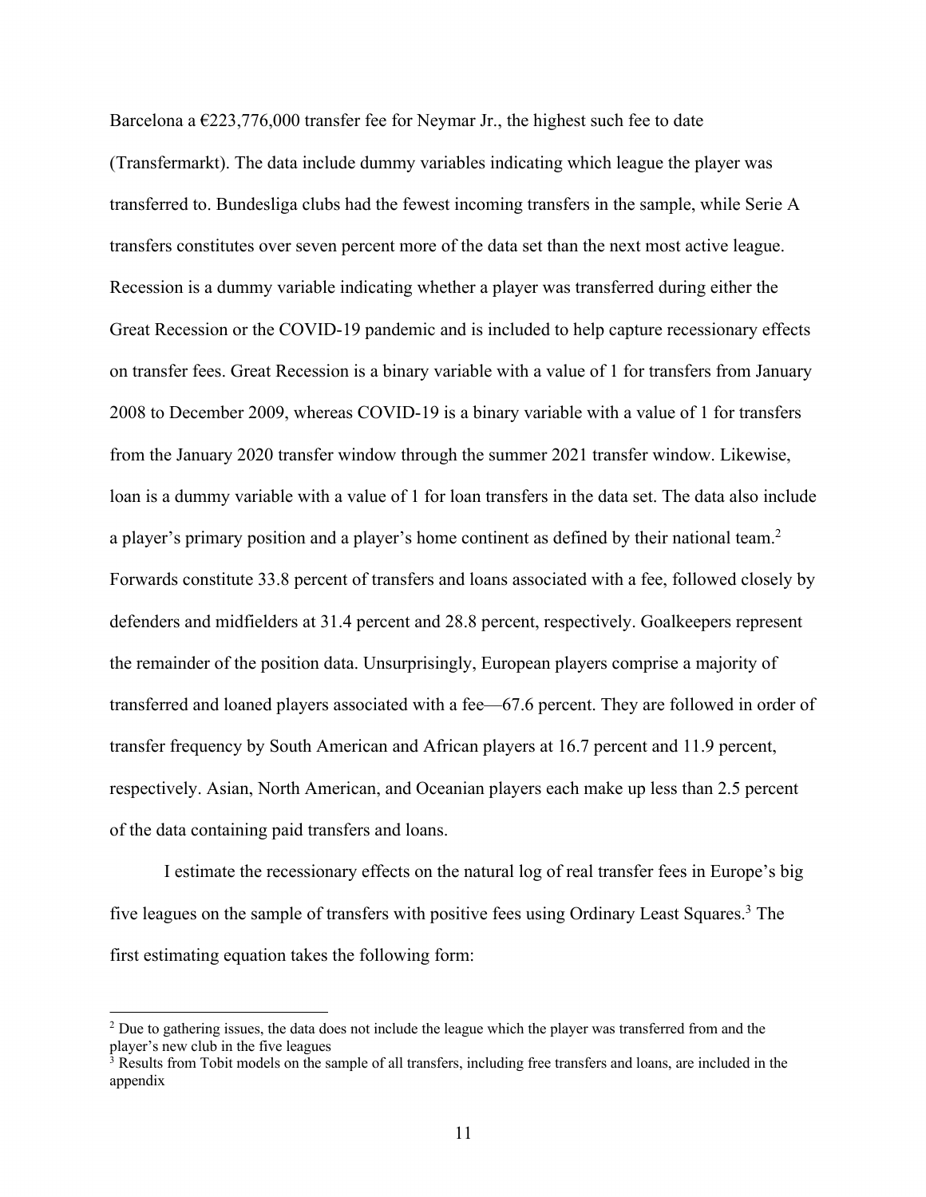Barcelona a €223,776,000 transfer fee for Neymar Jr., the highest such fee to date (Transfermarkt). The data include dummy variables indicating which league the player was transferred to. Bundesliga clubs had the fewest incoming transfers in the sample, while Serie A transfers constitutes over seven percent more of the data set than the next most active league. Recession is a dummy variable indicating whether a player was transferred during either the Great Recession or the COVID-19 pandemic and is included to help capture recessionary effects on transfer fees. Great Recession is a binary variable with a value of 1 for transfers from January 2008 to December 2009, whereas COVID-19 is a binary variable with a value of 1 for transfers from the January 2020 transfer window through the summer 2021 transfer window. Likewise, loan is a dummy variable with a value of 1 for loan transfers in the data set. The data also include a player's primary position and a player's home continent as defined by their national team.[2] Forwards constitute 33.8 percent of transfers and loans associated with a fee, followed closely by defenders and midfielders at 31.4 percent and 28.8 percent, respectively. Goalkeepers represent the remainder of the position data. Unsurprisingly, European players comprise a majority of transferred and loaned players associated with a fee—67.6 percent. They are followed in order of transfer frequency by South American and African players at 16.7 percent and 11.9 percent, respectively. Asian, North American, and Oceanian players each make up less than 2.5 percent of the data containing paid transfers and loans.

I estimate the recessionary effects on the natural log of real transfer fees in Europe's big five leagues on the sample of transfers with positive fees using Ordinary Least Squares.[3] The first estimating equation takes the following form:

---

[2] Due to gathering issues, the data does not include the league which the player was transferred from and the player's new club in the five leagues

[3] Results from Tobit models on the sample of all transfers, including free transfers and loans, are included in the appendix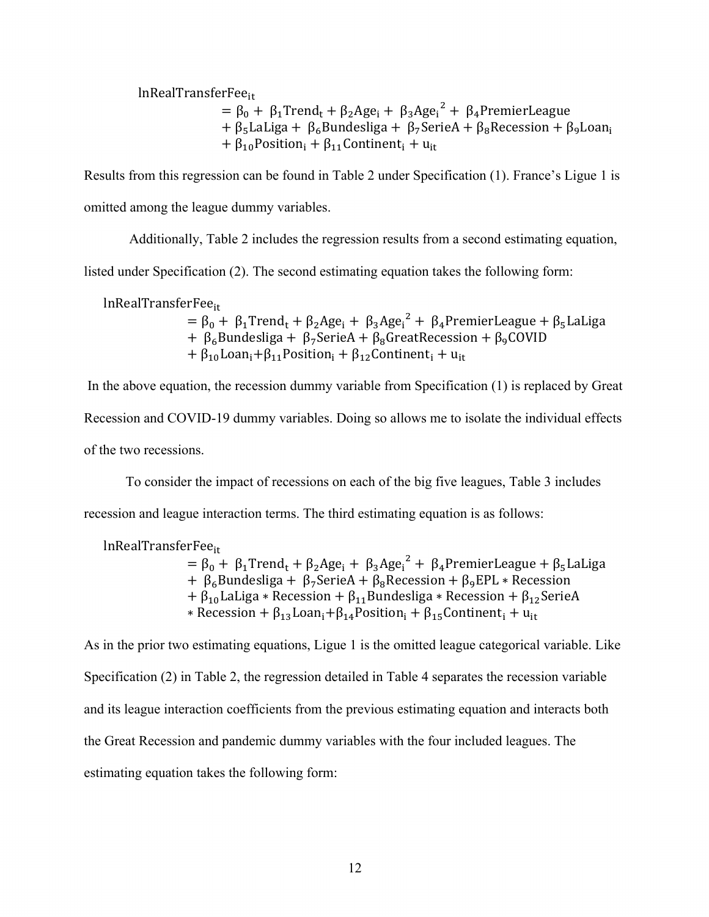$$\begin{aligned} \text{lnRealTransferFee}_{it} &= \beta_0 + \beta_1 \text{Trend}_t + \beta_2 \text{Age}_i + \beta_3 \text{Age}_i^{\,2} + \beta_4 \text{PremierLeague} \\ &+ \beta_5 \text{LaLiga} + \beta_6 \text{Bundesliga} + \beta_7 \text{SerieA} + \beta_8 \text{Recession} + \beta_9 \text{Loan}_i \\ &+ \beta_{10} \text{Position}_i + \beta_{11} \text{Continent}_i + u_{it} \end{aligned}$$

Results from this regression can be found in Table 2 under Specification (1). France's Ligue 1 is omitted among the league dummy variables.

Additionally, Table 2 includes the regression results from a second estimating equation, listed under Specification (2). The second estimating equation takes the following form:

$$\begin{aligned} \text{lnRealTransferFee}_{it} &= \beta_0 + \beta_1 \text{Trend}_t + \beta_2 \text{Age}_i + \beta_3 \text{Age}_i^{\,2} + \beta_4 \text{PremierLeague} + \beta_5 \text{LaLiga} \\ &+ \beta_6 \text{Bundesliga} + \beta_7 \text{SerieA} + \beta_8 \text{GreatRecession} + \beta_9 \text{COVID} \\ &+ \beta_{10} \text{Loan}_i + \beta_{11} \text{Position}_i + \beta_{12} \text{Continent}_i + u_{it} \end{aligned}$$

In the above equation, the recession dummy variable from Specification (1) is replaced by Great Recession and COVID-19 dummy variables. Doing so allows me to isolate the individual effects of the two recessions.

To consider the impact of recessions on each of the big five leagues, Table 3 includes recession and league interaction terms. The third estimating equation is as follows:

$$\begin{aligned} \text{lnRealTransferFee}_{it} &= \beta_0 + \beta_1 \text{Trend}_t + \beta_2 \text{Age}_i + \beta_3 \text{Age}_i^{\,2} + \beta_4 \text{PremierLeague} + \beta_5 \text{LaLiga} \\ &+ \beta_6 \text{Bundesliga} + \beta_7 \text{SerieA} + \beta_8 \text{Recession} + \beta_9 \text{EPL} * \text{Recession} \\ &+ \beta_{10} \text{LaLiga} * \text{Recession} + \beta_{11} \text{Bundesliga} * \text{Recession} + \beta_{12} \text{SerieA} \\ &* \text{Recession} + \beta_{13} \text{Loan}_i + \beta_{14} \text{Position}_i + \beta_{15} \text{Continent}_i + u_{it} \end{aligned}$$

As in the prior two estimating equations, Ligue 1 is the omitted league categorical variable. Like Specification (2) in Table 2, the regression detailed in Table 4 separates the recession variable and its league interaction coefficients from the previous estimating equation and interacts both the Great Recession and pandemic dummy variables with the four included leagues. The estimating equation takes the following form: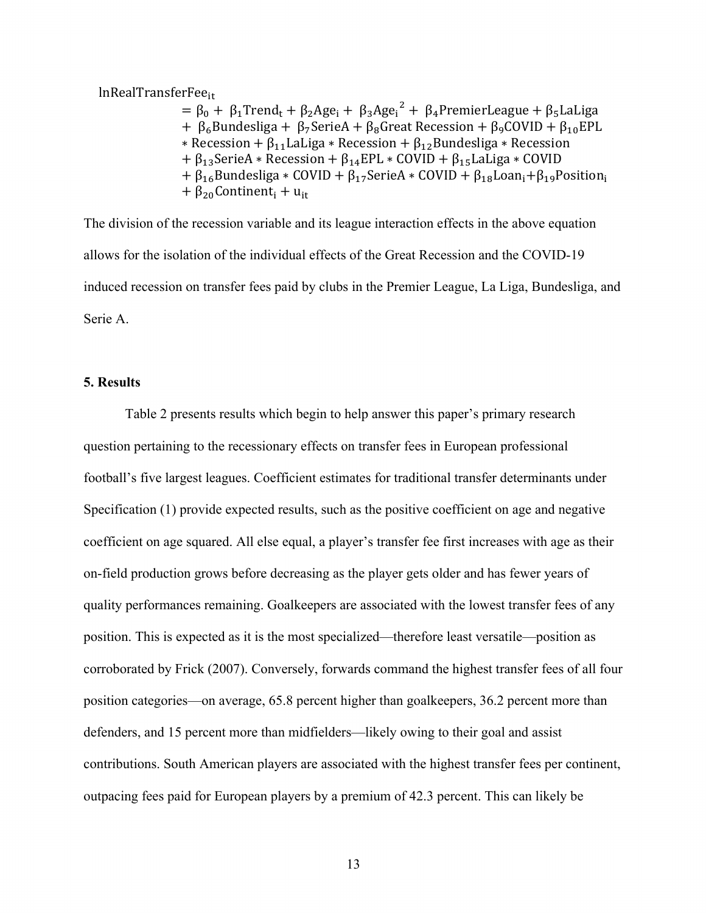$$
\begin{aligned}
\text{lnRealTransferFee}_{it} &= \beta_0 + \beta_1 \text{Trend}_t + \beta_2 \text{Age}_i + \beta_3 \text{Age}_i^{\,2} + \beta_4 \text{PremierLeague} + \beta_5 \text{LaLiga} \\
&+ \beta_6 \text{Bundesliga} + \beta_7 \text{SerieA} + \beta_8 \text{Great Recession} + \beta_9 \text{COVID} + \beta_{10} \text{EPL} \\
&* \text{Recession} + \beta_{11} \text{LaLiga} * \text{Recession} + \beta_{12} \text{Bundesliga} * \text{Recession} \\
&+ \beta_{13} \text{SerieA} * \text{Recession} + \beta_{14} \text{EPL} * \text{COVID} + \beta_{15} \text{LaLiga} * \text{COVID} \\
&+ \beta_{16} \text{Bundesliga} * \text{COVID} + \beta_{17} \text{SerieA} * \text{COVID} + \beta_{18} \text{Loan}_i + \beta_{19} \text{Position}_i \\
&+ \beta_{20} \text{Continent}_i + u_{it}
\end{aligned}
$$

The division of the recession variable and its league interaction effects in the above equation allows for the isolation of the individual effects of the Great Recession and the COVID-19 induced recession on transfer fees paid by clubs in the Premier League, La Liga, Bundesliga, and Serie A.

## 5. Results

Table 2 presents results which begin to help answer this paper's primary research question pertaining to the recessionary effects on transfer fees in European professional football's five largest leagues. Coefficient estimates for traditional transfer determinants under Specification (1) provide expected results, such as the positive coefficient on age and negative coefficient on age squared. All else equal, a player's transfer fee first increases with age as their on-field production grows before decreasing as the player gets older and has fewer years of quality performances remaining. Goalkeepers are associated with the lowest transfer fees of any position. This is expected as it is the most specialized—therefore least versatile—position as corroborated by Frick (2007). Conversely, forwards command the highest transfer fees of all four position categories—on average, 65.8 percent higher than goalkeepers, 36.2 percent more than defenders, and 15 percent more than midfielders—likely owing to their goal and assist contributions. South American players are associated with the highest transfer fees per continent, outpacing fees paid for European players by a premium of 42.3 percent. This can likely be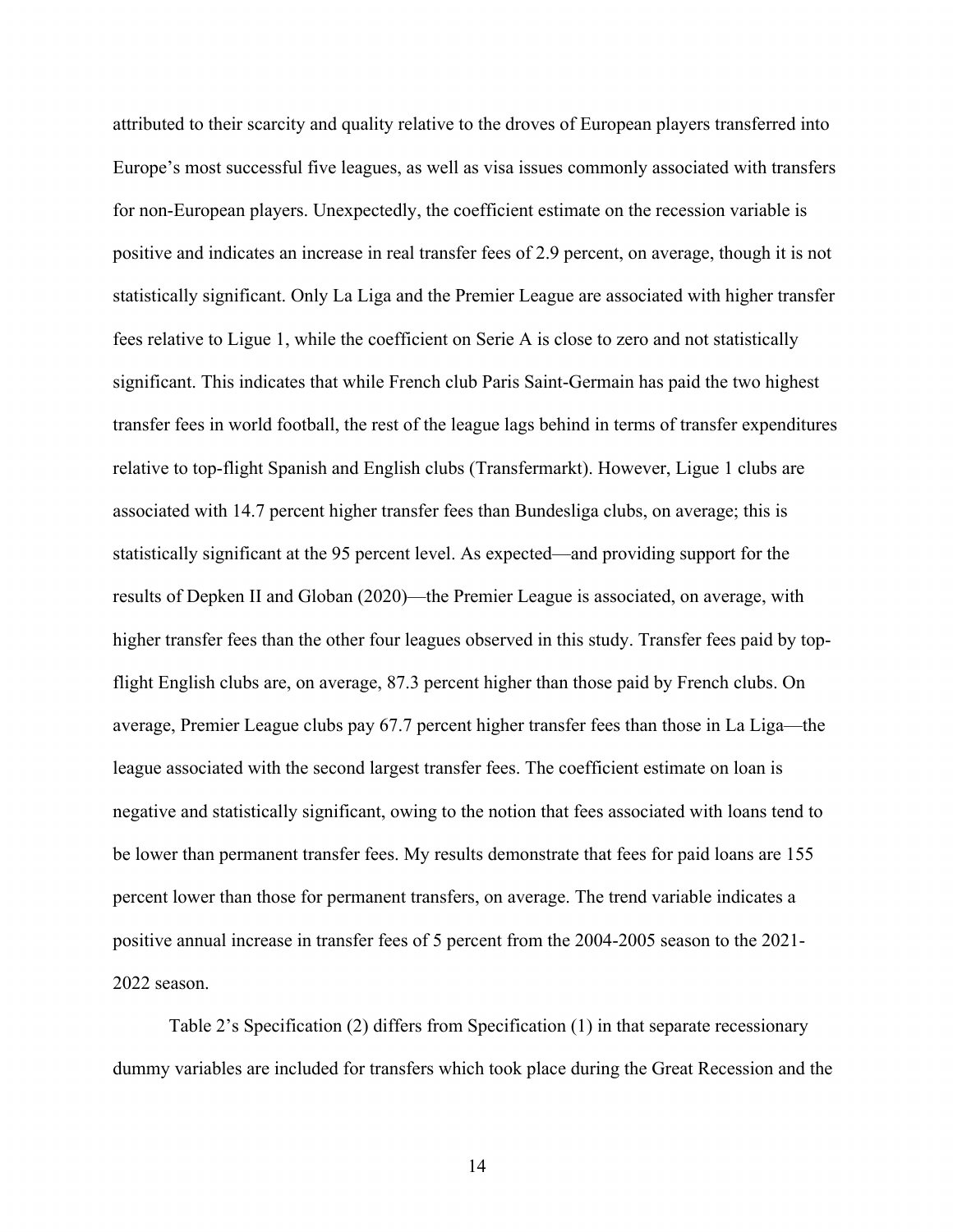attributed to their scarcity and quality relative to the droves of European players transferred into Europe's most successful five leagues, as well as visa issues commonly associated with transfers for non-European players. Unexpectedly, the coefficient estimate on the recession variable is positive and indicates an increase in real transfer fees of 2.9 percent, on average, though it is not statistically significant. Only La Liga and the Premier League are associated with higher transfer fees relative to Ligue 1, while the coefficient on Serie A is close to zero and not statistically significant. This indicates that while French club Paris Saint-Germain has paid the two highest transfer fees in world football, the rest of the league lags behind in terms of transfer expenditures relative to top-flight Spanish and English clubs (Transfermarkt). However, Ligue 1 clubs are associated with 14.7 percent higher transfer fees than Bundesliga clubs, on average; this is statistically significant at the 95 percent level. As expected—and providing support for the results of Depken II and Globan (2020)—the Premier League is associated, on average, with higher transfer fees than the other four leagues observed in this study. Transfer fees paid by top-flight English clubs are, on average, 87.3 percent higher than those paid by French clubs. On average, Premier League clubs pay 67.7 percent higher transfer fees than those in La Liga—the league associated with the second largest transfer fees. The coefficient estimate on loan is negative and statistically significant, owing to the notion that fees associated with loans tend to be lower than permanent transfer fees. My results demonstrate that fees for paid loans are 155 percent lower than those for permanent transfers, on average. The trend variable indicates a positive annual increase in transfer fees of 5 percent from the 2004-2005 season to the 2021-2022 season.

Table 2's Specification (2) differs from Specification (1) in that separate recessionary dummy variables are included for transfers which took place during the Great Recession and the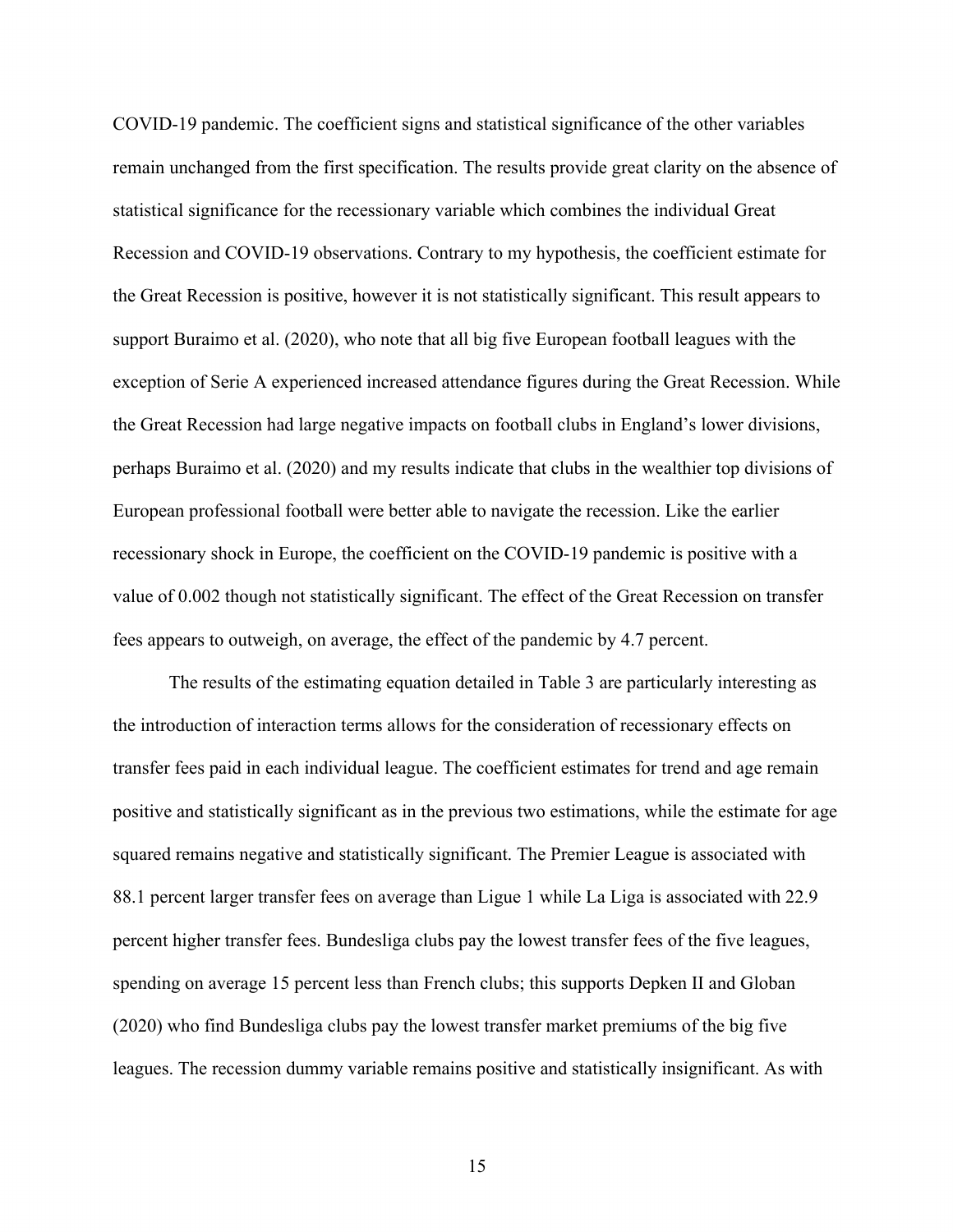COVID-19 pandemic. The coefficient signs and statistical significance of the other variables remain unchanged from the first specification. The results provide great clarity on the absence of statistical significance for the recessionary variable which combines the individual Great Recession and COVID-19 observations. Contrary to my hypothesis, the coefficient estimate for the Great Recession is positive, however it is not statistically significant. This result appears to support Buraimo et al. (2020), who note that all big five European football leagues with the exception of Serie A experienced increased attendance figures during the Great Recession. While the Great Recession had large negative impacts on football clubs in England's lower divisions, perhaps Buraimo et al. (2020) and my results indicate that clubs in the wealthier top divisions of European professional football were better able to navigate the recession. Like the earlier recessionary shock in Europe, the coefficient on the COVID-19 pandemic is positive with a value of 0.002 though not statistically significant. The effect of the Great Recession on transfer fees appears to outweigh, on average, the effect of the pandemic by 4.7 percent.

The results of the estimating equation detailed in Table 3 are particularly interesting as the introduction of interaction terms allows for the consideration of recessionary effects on transfer fees paid in each individual league. The coefficient estimates for trend and age remain positive and statistically significant as in the previous two estimations, while the estimate for age squared remains negative and statistically significant. The Premier League is associated with 88.1 percent larger transfer fees on average than Ligue 1 while La Liga is associated with 22.9 percent higher transfer fees. Bundesliga clubs pay the lowest transfer fees of the five leagues, spending on average 15 percent less than French clubs; this supports Depken II and Globan (2020) who find Bundesliga clubs pay the lowest transfer market premiums of the big five leagues. The recession dummy variable remains positive and statistically insignificant. As with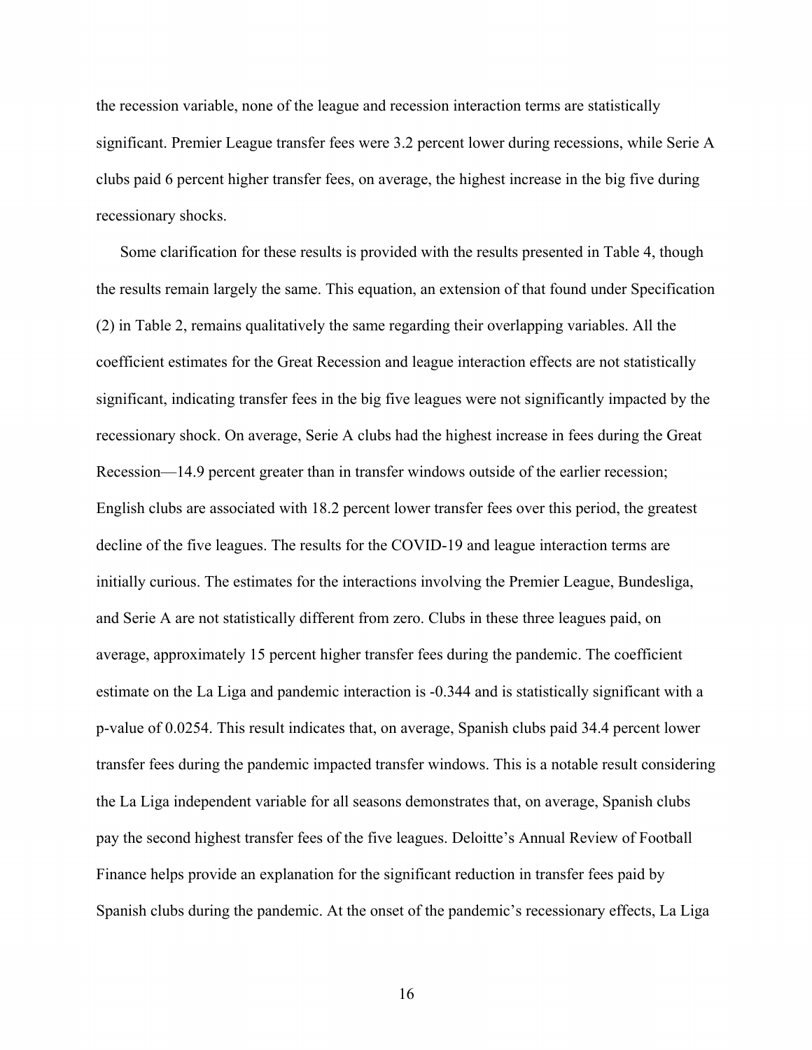the recession variable, none of the league and recession interaction terms are statistically significant. Premier League transfer fees were 3.2 percent lower during recessions, while Serie A clubs paid 6 percent higher transfer fees, on average, the highest increase in the big five during recessionary shocks.

Some clarification for these results is provided with the results presented in Table 4, though the results remain largely the same. This equation, an extension of that found under Specification (2) in Table 2, remains qualitatively the same regarding their overlapping variables. All the coefficient estimates for the Great Recession and league interaction effects are not statistically significant, indicating transfer fees in the big five leagues were not significantly impacted by the recessionary shock. On average, Serie A clubs had the highest increase in fees during the Great Recession—14.9 percent greater than in transfer windows outside of the earlier recession; English clubs are associated with 18.2 percent lower transfer fees over this period, the greatest decline of the five leagues. The results for the COVID-19 and league interaction terms are initially curious. The estimates for the interactions involving the Premier League, Bundesliga, and Serie A are not statistically different from zero. Clubs in these three leagues paid, on average, approximately 15 percent higher transfer fees during the pandemic. The coefficient estimate on the La Liga and pandemic interaction is -0.344 and is statistically significant with a p-value of 0.0254. This result indicates that, on average, Spanish clubs paid 34.4 percent lower transfer fees during the pandemic impacted transfer windows. This is a notable result considering the La Liga independent variable for all seasons demonstrates that, on average, Spanish clubs pay the second highest transfer fees of the five leagues. Deloitte's Annual Review of Football Finance helps provide an explanation for the significant reduction in transfer fees paid by Spanish clubs during the pandemic. At the onset of the pandemic's recessionary effects, La Liga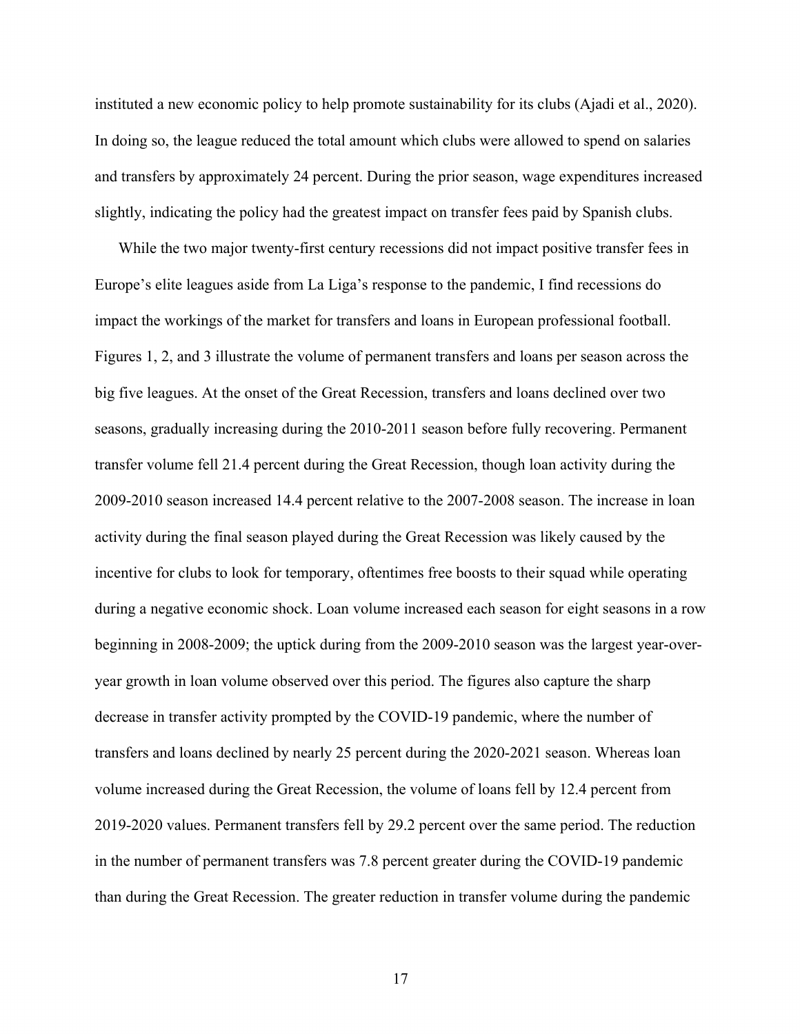instituted a new economic policy to help promote sustainability for its clubs (Ajadi et al., 2020). In doing so, the league reduced the total amount which clubs were allowed to spend on salaries and transfers by approximately 24 percent. During the prior season, wage expenditures increased slightly, indicating the policy had the greatest impact on transfer fees paid by Spanish clubs.

While the two major twenty-first century recessions did not impact positive transfer fees in Europe's elite leagues aside from La Liga's response to the pandemic, I find recessions do impact the workings of the market for transfers and loans in European professional football. Figures 1, 2, and 3 illustrate the volume of permanent transfers and loans per season across the big five leagues. At the onset of the Great Recession, transfers and loans declined over two seasons, gradually increasing during the 2010-2011 season before fully recovering. Permanent transfer volume fell 21.4 percent during the Great Recession, though loan activity during the 2009-2010 season increased 14.4 percent relative to the 2007-2008 season. The increase in loan activity during the final season played during the Great Recession was likely caused by the incentive for clubs to look for temporary, oftentimes free boosts to their squad while operating during a negative economic shock. Loan volume increased each season for eight seasons in a row beginning in 2008-2009; the uptick during from the 2009-2010 season was the largest year-over-year growth in loan volume observed over this period. The figures also capture the sharp decrease in transfer activity prompted by the COVID-19 pandemic, where the number of transfers and loans declined by nearly 25 percent during the 2020-2021 season. Whereas loan volume increased during the Great Recession, the volume of loans fell by 12.4 percent from 2019-2020 values. Permanent transfers fell by 29.2 percent over the same period. The reduction in the number of permanent transfers was 7.8 percent greater during the COVID-19 pandemic than during the Great Recession. The greater reduction in transfer volume during the pandemic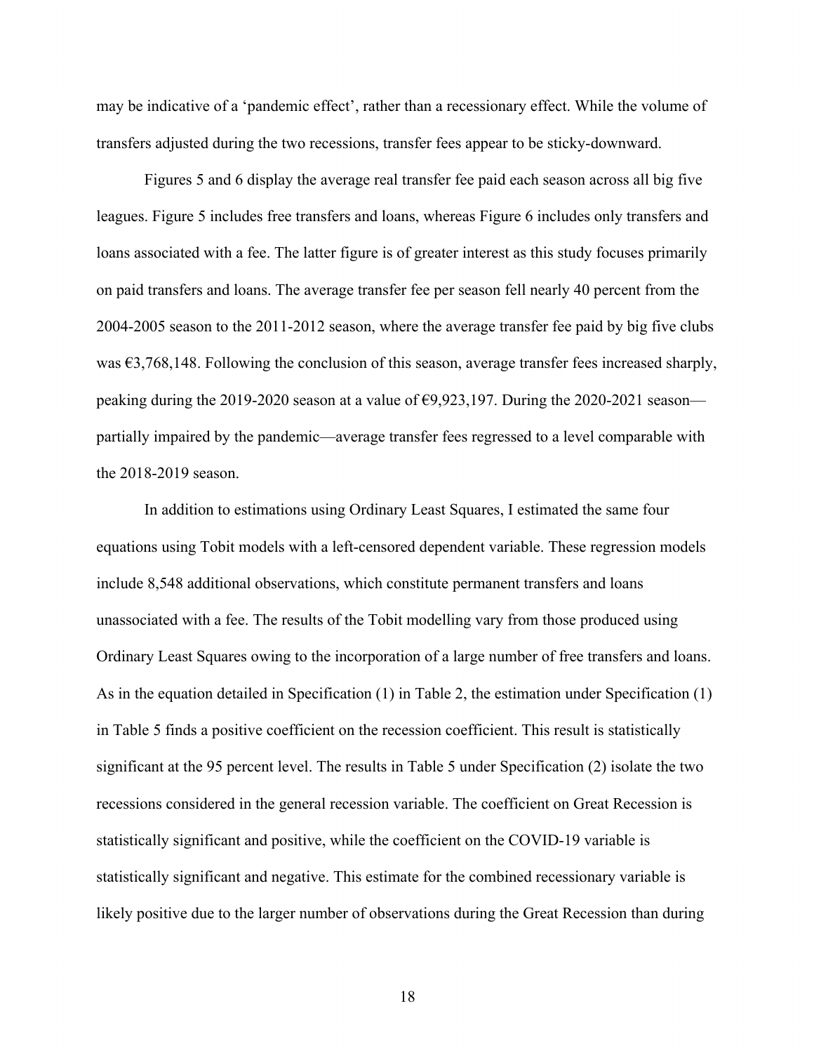may be indicative of a 'pandemic effect', rather than a recessionary effect. While the volume of transfers adjusted during the two recessions, transfer fees appear to be sticky-downward.

Figures 5 and 6 display the average real transfer fee paid each season across all big five leagues. Figure 5 includes free transfers and loans, whereas Figure 6 includes only transfers and loans associated with a fee. The latter figure is of greater interest as this study focuses primarily on paid transfers and loans. The average transfer fee per season fell nearly 40 percent from the 2004-2005 season to the 2011-2012 season, where the average transfer fee paid by big five clubs was €3,768,148. Following the conclusion of this season, average transfer fees increased sharply, peaking during the 2019-2020 season at a value of €9,923,197. During the 2020-2021 season—partially impaired by the pandemic—average transfer fees regressed to a level comparable with the 2018-2019 season.

In addition to estimations using Ordinary Least Squares, I estimated the same four equations using Tobit models with a left-censored dependent variable. These regression models include 8,548 additional observations, which constitute permanent transfers and loans unassociated with a fee. The results of the Tobit modelling vary from those produced using Ordinary Least Squares owing to the incorporation of a large number of free transfers and loans. As in the equation detailed in Specification (1) in Table 2, the estimation under Specification (1) in Table 5 finds a positive coefficient on the recession coefficient. This result is statistically significant at the 95 percent level. The results in Table 5 under Specification (2) isolate the two recessions considered in the general recession variable. The coefficient on Great Recession is statistically significant and positive, while the coefficient on the COVID-19 variable is statistically significant and negative. This estimate for the combined recessionary variable is likely positive due to the larger number of observations during the Great Recession than during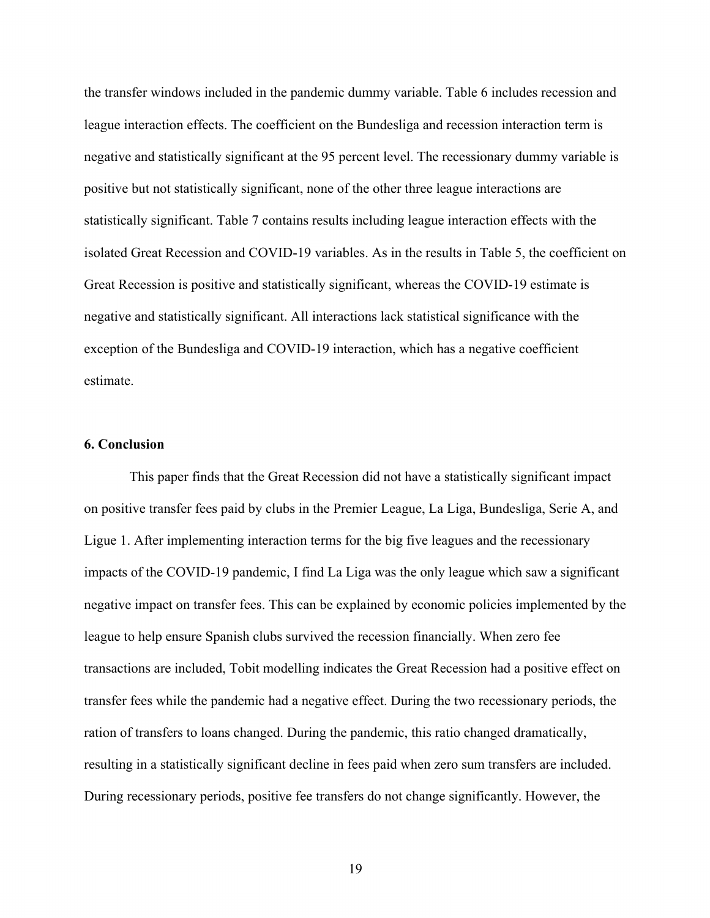the transfer windows included in the pandemic dummy variable. Table 6 includes recession and league interaction effects. The coefficient on the Bundesliga and recession interaction term is negative and statistically significant at the 95 percent level. The recessionary dummy variable is positive but not statistically significant, none of the other three league interactions are statistically significant. Table 7 contains results including league interaction effects with the isolated Great Recession and COVID-19 variables. As in the results in Table 5, the coefficient on Great Recession is positive and statistically significant, whereas the COVID-19 estimate is negative and statistically significant. All interactions lack statistical significance with the exception of the Bundesliga and COVID-19 interaction, which has a negative coefficient estimate.

### 6. Conclusion

This paper finds that the Great Recession did not have a statistically significant impact on positive transfer fees paid by clubs in the Premier League, La Liga, Bundesliga, Serie A, and Ligue 1. After implementing interaction terms for the big five leagues and the recessionary impacts of the COVID-19 pandemic, I find La Liga was the only league which saw a significant negative impact on transfer fees. This can be explained by economic policies implemented by the league to help ensure Spanish clubs survived the recession financially. When zero fee transactions are included, Tobit modelling indicates the Great Recession had a positive effect on transfer fees while the pandemic had a negative effect. During the two recessionary periods, the ration of transfers to loans changed. During the pandemic, this ratio changed dramatically, resulting in a statistically significant decline in fees paid when zero sum transfers are included. During recessionary periods, positive fee transfers do not change significantly. However, the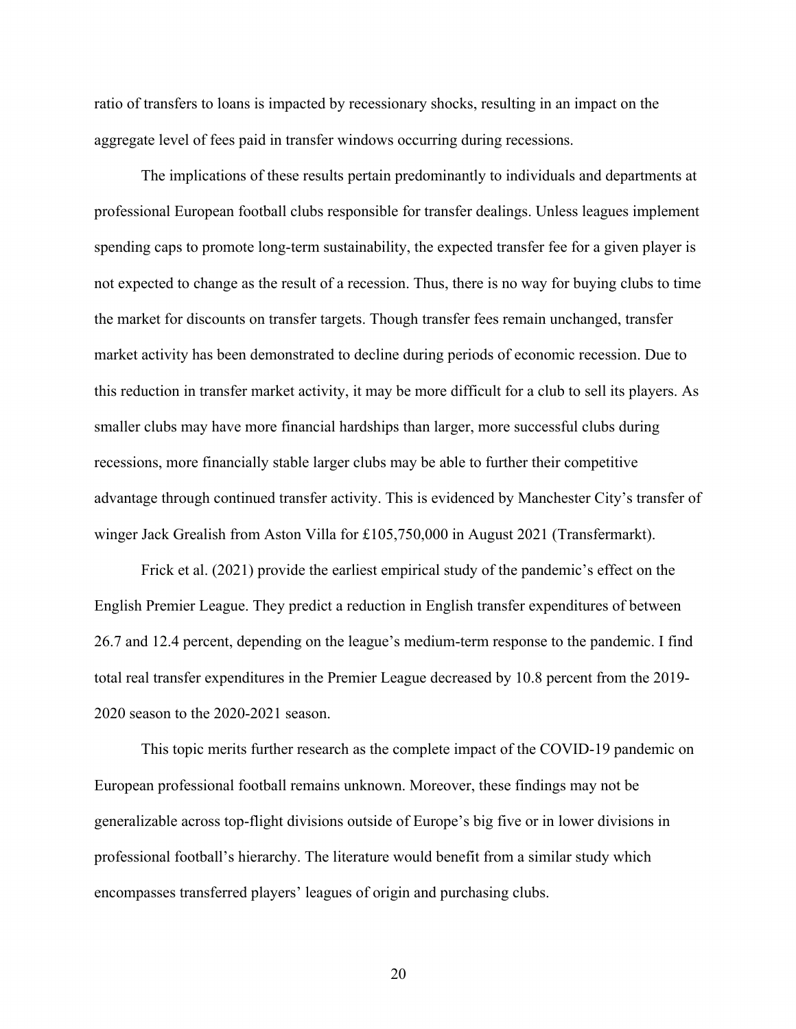ratio of transfers to loans is impacted by recessionary shocks, resulting in an impact on the aggregate level of fees paid in transfer windows occurring during recessions.

The implications of these results pertain predominantly to individuals and departments at professional European football clubs responsible for transfer dealings. Unless leagues implement spending caps to promote long-term sustainability, the expected transfer fee for a given player is not expected to change as the result of a recession. Thus, there is no way for buying clubs to time the market for discounts on transfer targets. Though transfer fees remain unchanged, transfer market activity has been demonstrated to decline during periods of economic recession. Due to this reduction in transfer market activity, it may be more difficult for a club to sell its players. As smaller clubs may have more financial hardships than larger, more successful clubs during recessions, more financially stable larger clubs may be able to further their competitive advantage through continued transfer activity. This is evidenced by Manchester City's transfer of winger Jack Grealish from Aston Villa for £105,750,000 in August 2021 (Transfermarkt).

Frick et al. (2021) provide the earliest empirical study of the pandemic's effect on the English Premier League. They predict a reduction in English transfer expenditures of between 26.7 and 12.4 percent, depending on the league's medium-term response to the pandemic. I find total real transfer expenditures in the Premier League decreased by 10.8 percent from the 2019-2020 season to the 2020-2021 season.

This topic merits further research as the complete impact of the COVID-19 pandemic on European professional football remains unknown. Moreover, these findings may not be generalizable across top-flight divisions outside of Europe's big five or in lower divisions in professional football's hierarchy. The literature would benefit from a similar study which encompasses transferred players' leagues of origin and purchasing clubs.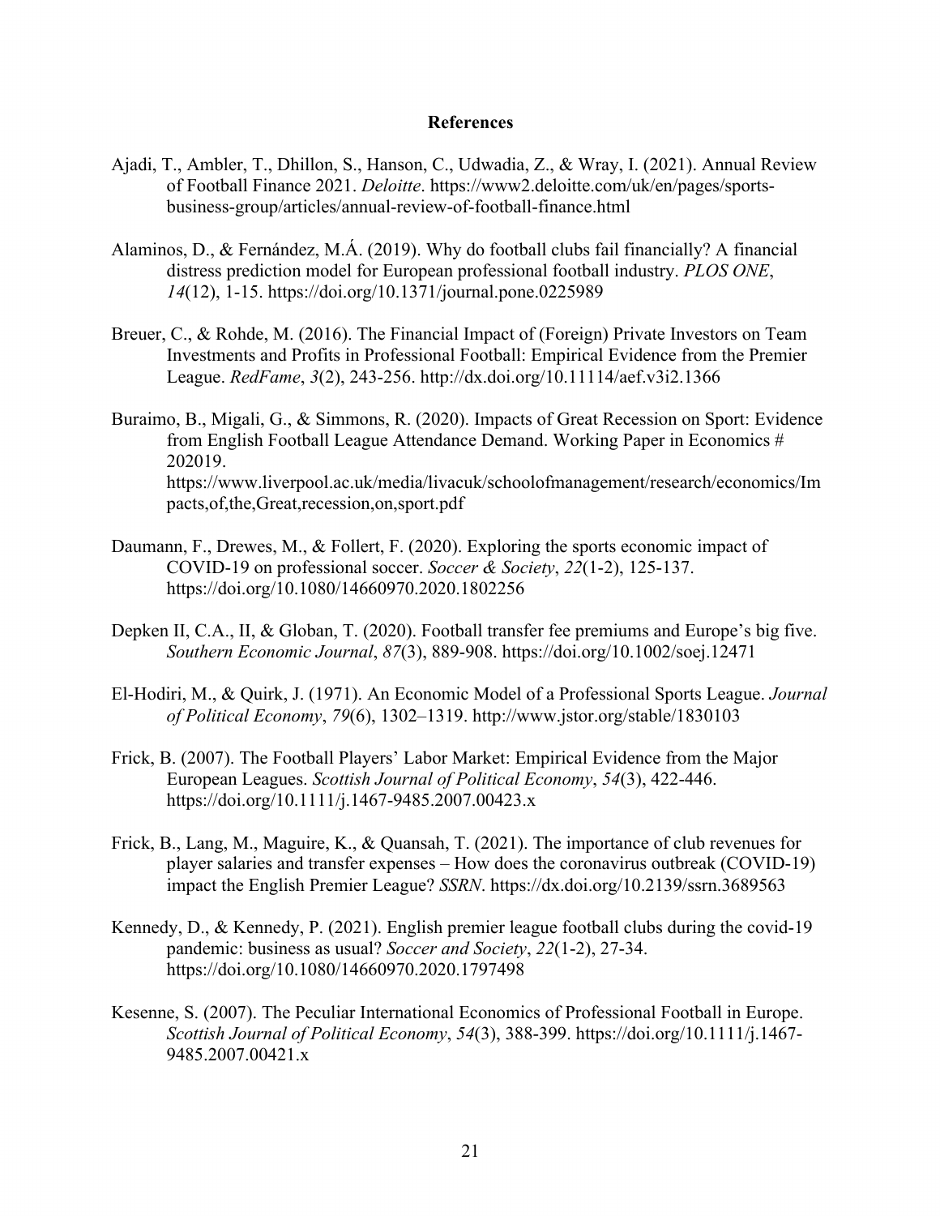# References

Ajadi, T., Ambler, T., Dhillon, S., Hanson, C., Udwadia, Z., & Wray, I. (2021). Annual Review of Football Finance 2021. *Deloitte*. https://www2.deloitte.com/uk/en/pages/sports-business-group/articles/annual-review-of-football-finance.html

Alaminos, D., & Fernández, M.Á. (2019). Why do football clubs fail financially? A financial distress prediction model for European professional football industry. *PLOS ONE*, *14*(12), 1-15. https://doi.org/10.1371/journal.pone.0225989

Breuer, C., & Rohde, M. (2016). The Financial Impact of (Foreign) Private Investors on Team Investments and Profits in Professional Football: Empirical Evidence from the Premier League. *RedFame*, *3*(2), 243-256. http://dx.doi.org/10.11114/aef.v3i2.1366

Buraimo, B., Migali, G., & Simmons, R. (2020). Impacts of Great Recession on Sport: Evidence from English Football League Attendance Demand. Working Paper in Economics # 202019. https://www.liverpool.ac.uk/media/livacuk/schoolofmanagement/research/economics/Impacts,of,the,Great,recession,on,sport.pdf

Daumann, F., Drewes, M., & Follert, F. (2020). Exploring the sports economic impact of COVID-19 on professional soccer. *Soccer & Society*, *22*(1-2), 125-137. https://doi.org/10.1080/14660970.2020.1802256

Depken II, C.A., II, & Globan, T. (2020). Football transfer fee premiums and Europe's big five. *Southern Economic Journal*, *87*(3), 889-908. https://doi.org/10.1002/soej.12471

El-Hodiri, M., & Quirk, J. (1971). An Economic Model of a Professional Sports League. *Journal of Political Economy*, *79*(6), 1302–1319. http://www.jstor.org/stable/1830103

Frick, B. (2007). The Football Players' Labor Market: Empirical Evidence from the Major European Leagues. *Scottish Journal of Political Economy*, *54*(3), 422-446. https://doi.org/10.1111/j.1467-9485.2007.00423.x

Frick, B., Lang, M., Maguire, K., & Quansah, T. (2021). The importance of club revenues for player salaries and transfer expenses – How does the coronavirus outbreak (COVID-19) impact the English Premier League? *SSRN*. https://dx.doi.org/10.2139/ssrn.3689563

Kennedy, D., & Kennedy, P. (2021). English premier league football clubs during the covid-19 pandemic: business as usual? *Soccer and Society*, *22*(1-2), 27-34. https://doi.org/10.1080/14660970.2020.1797498

Kesenne, S. (2007). The Peculiar International Economics of Professional Football in Europe. *Scottish Journal of Political Economy*, *54*(3), 388-399. https://doi.org/10.1111/j.1467-9485.2007.00421.x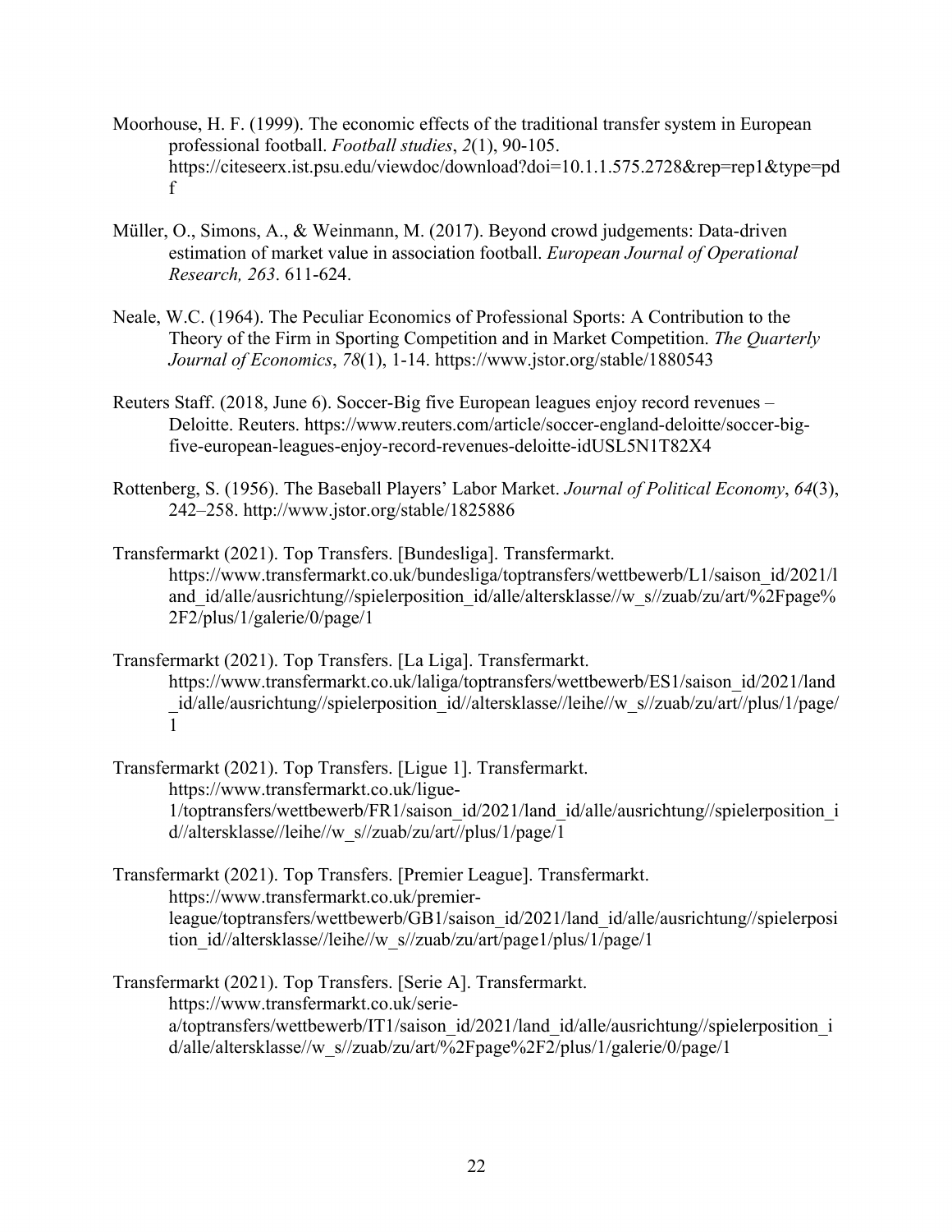Moorhouse, H. F. (1999). The economic effects of the traditional transfer system in European professional football. *Football studies*, *2*(1), 90-105. https://citeseerx.ist.psu.edu/viewdoc/download?doi=10.1.1.575.2728&rep=rep1&type=pdf

Müller, O., Simons, A., & Weinmann, M. (2017). Beyond crowd judgements: Data-driven estimation of market value in association football. *European Journal of Operational Research, 263*. 611-624.

Neale, W.C. (1964). The Peculiar Economics of Professional Sports: A Contribution to the Theory of the Firm in Sporting Competition and in Market Competition. *The Quarterly Journal of Economics*, *78*(1), 1-14. https://www.jstor.org/stable/1880543

Reuters Staff. (2018, June 6). Soccer-Big five European leagues enjoy record revenues – Deloitte. Reuters. https://www.reuters.com/article/soccer-england-deloitte/soccer-big-five-european-leagues-enjoy-record-revenues-deloitte-idUSL5N1T82X4

Rottenberg, S. (1956). The Baseball Players' Labor Market. *Journal of Political Economy*, *64*(3), 242–258. http://www.jstor.org/stable/1825886

Transfermarkt (2021). Top Transfers. [Bundesliga]. Transfermarkt. https://www.transfermarkt.co.uk/bundesliga/toptransfers/wettbewerb/L1/saison_id/2021/land_id/alle/ausrichtung//spielerposition_id/alle/altersklasse//w_s//zuab/zu/art/%2Fpage%2F2/plus/1/galerie/0/page/1

Transfermarkt (2021). Top Transfers. [La Liga]. Transfermarkt. https://www.transfermarkt.co.uk/laliga/toptransfers/wettbewerb/ES1/saison_id/2021/land_id/alle/ausrichtung//spielerposition_id//altersklasse//leihe//w_s//zuab/zu/art//plus/1/page/1

Transfermarkt (2021). Top Transfers. [Ligue 1]. Transfermarkt. https://www.transfermarkt.co.uk/ligue-1/toptransfers/wettbewerb/FR1/saison_id/2021/land_id/alle/ausrichtung//spielerposition_id//altersklasse//leihe//w_s//zuab/zu/art//plus/1/page/1

Transfermarkt (2021). Top Transfers. [Premier League]. Transfermarkt. https://www.transfermarkt.co.uk/premier-league/toptransfers/wettbewerb/GB1/saison_id/2021/land_id/alle/ausrichtung//spielerposition_id//altersklasse//leihe//w_s//zuab/zu/art/page1/plus/1/page/1

Transfermarkt (2021). Top Transfers. [Serie A]. Transfermarkt. https://www.transfermarkt.co.uk/serie-a/toptransfers/wettbewerb/IT1/saison_id/2021/land_id/alle/ausrichtung//spielerposition_id/alle/altersklasse//w_s//zuab/zu/art/%2Fpage%2F2/plus/1/galerie/0/page/1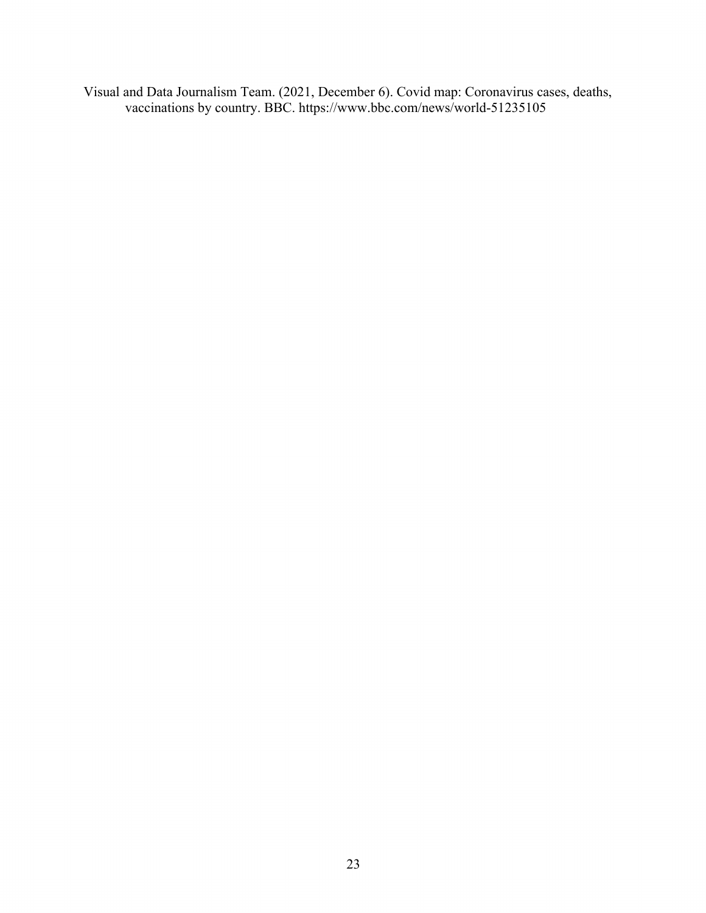Visual and Data Journalism Team. (2021, December 6). Covid map: Coronavirus cases, deaths, vaccinations by country. BBC. https://www.bbc.com/news/world-51235105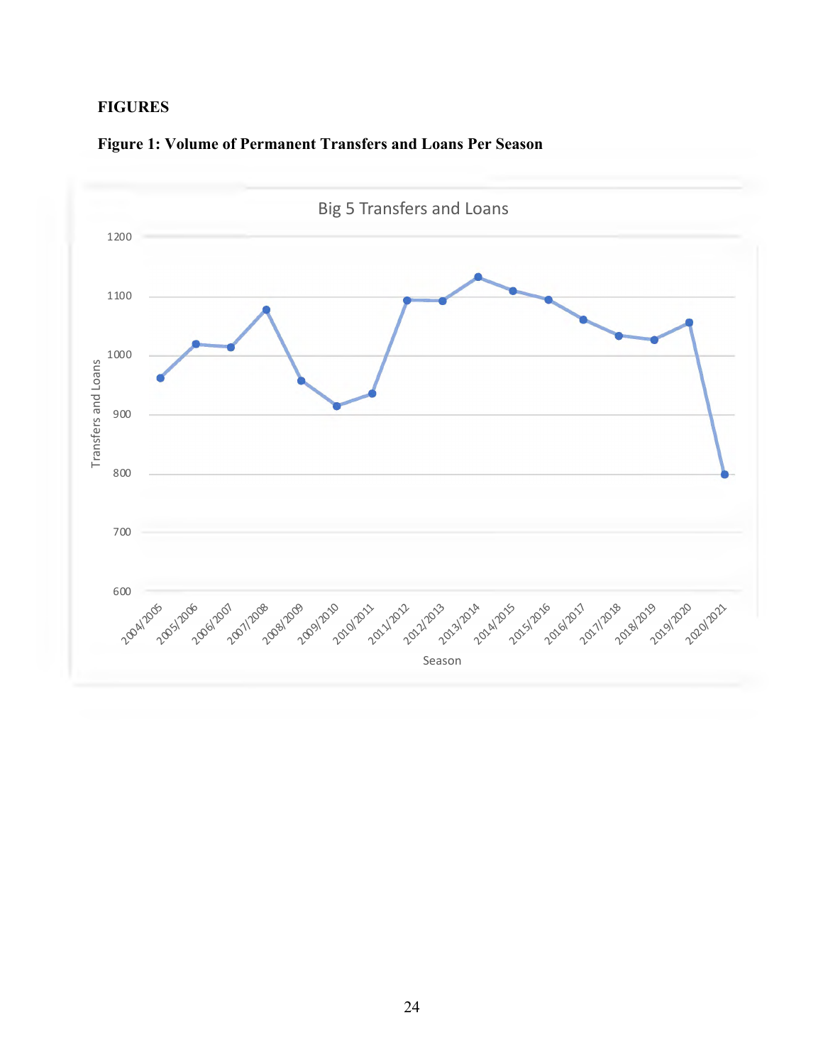**FIGURES**

**Figure 1: Volume of Permanent Transfers and Loans Per Season**

Big 5 Transfers and Loans

Transfers and Loans

1200
1100
1000
900
800
700
600

2004/2005 2005/2006 2006/2007 2007/2008 2008/2009 2009/2010 2010/2011 2011/2012 2012/2013 2013/2014 2014/2015 2015/2016 2016/2017 2017/2018 2018/2019 2019/2020 2020/2021

Season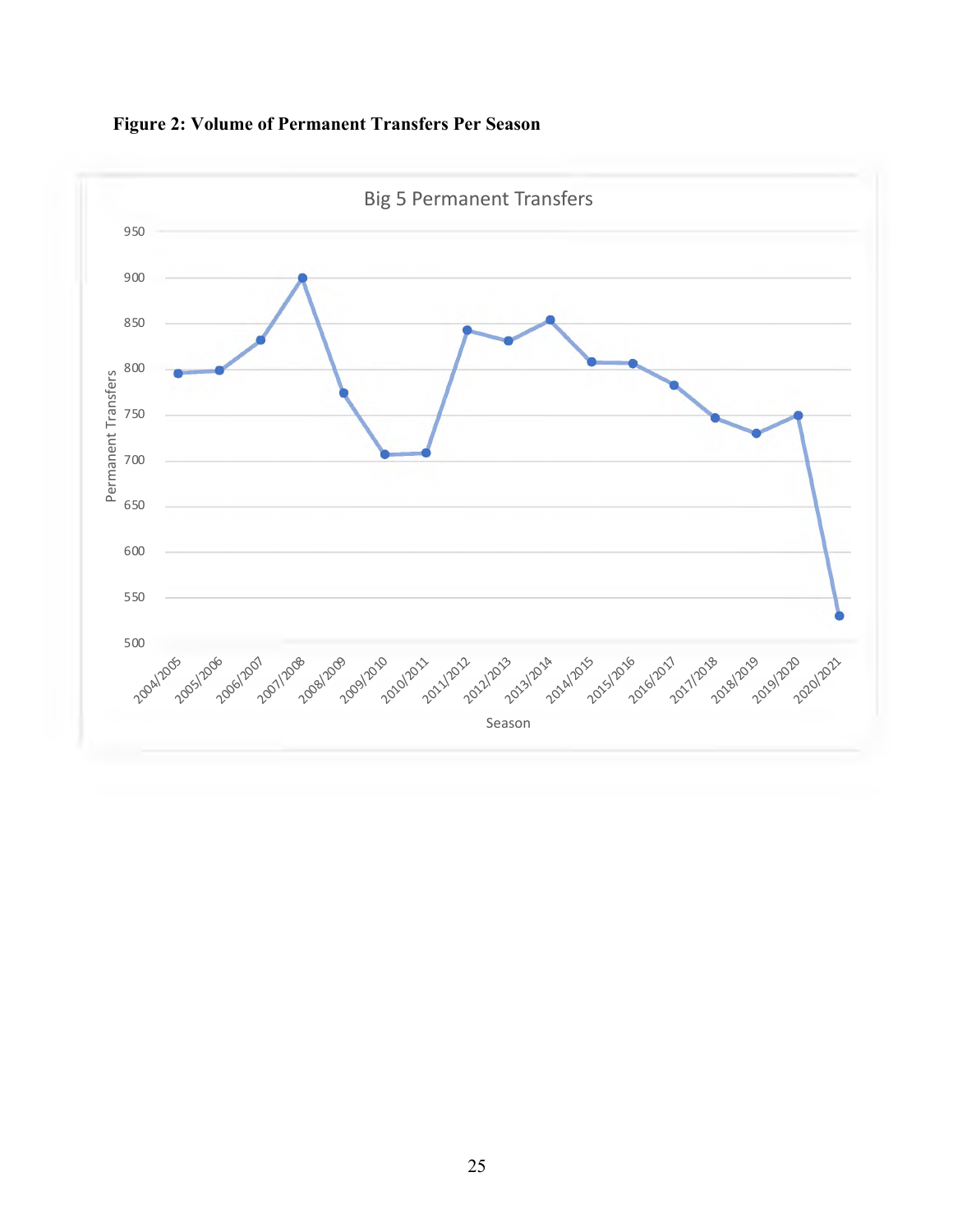**Figure 2: Volume of Permanent Transfers Per Season**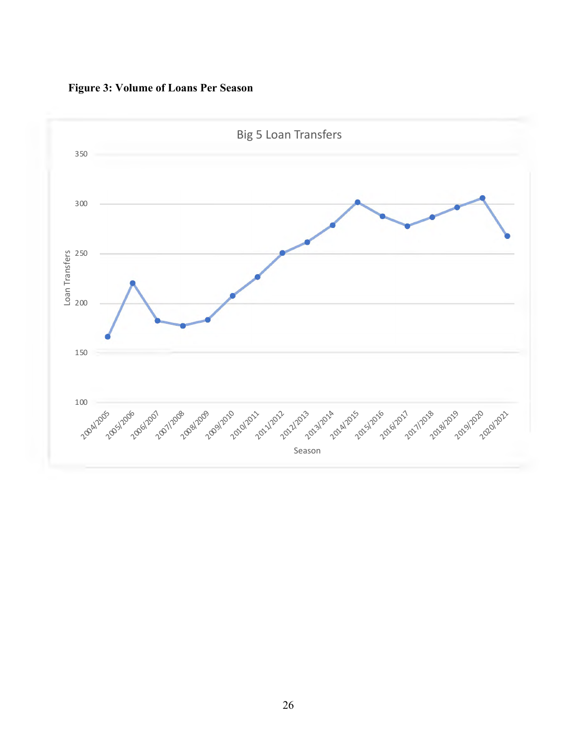**Figure 3: Volume of Loans Per Season**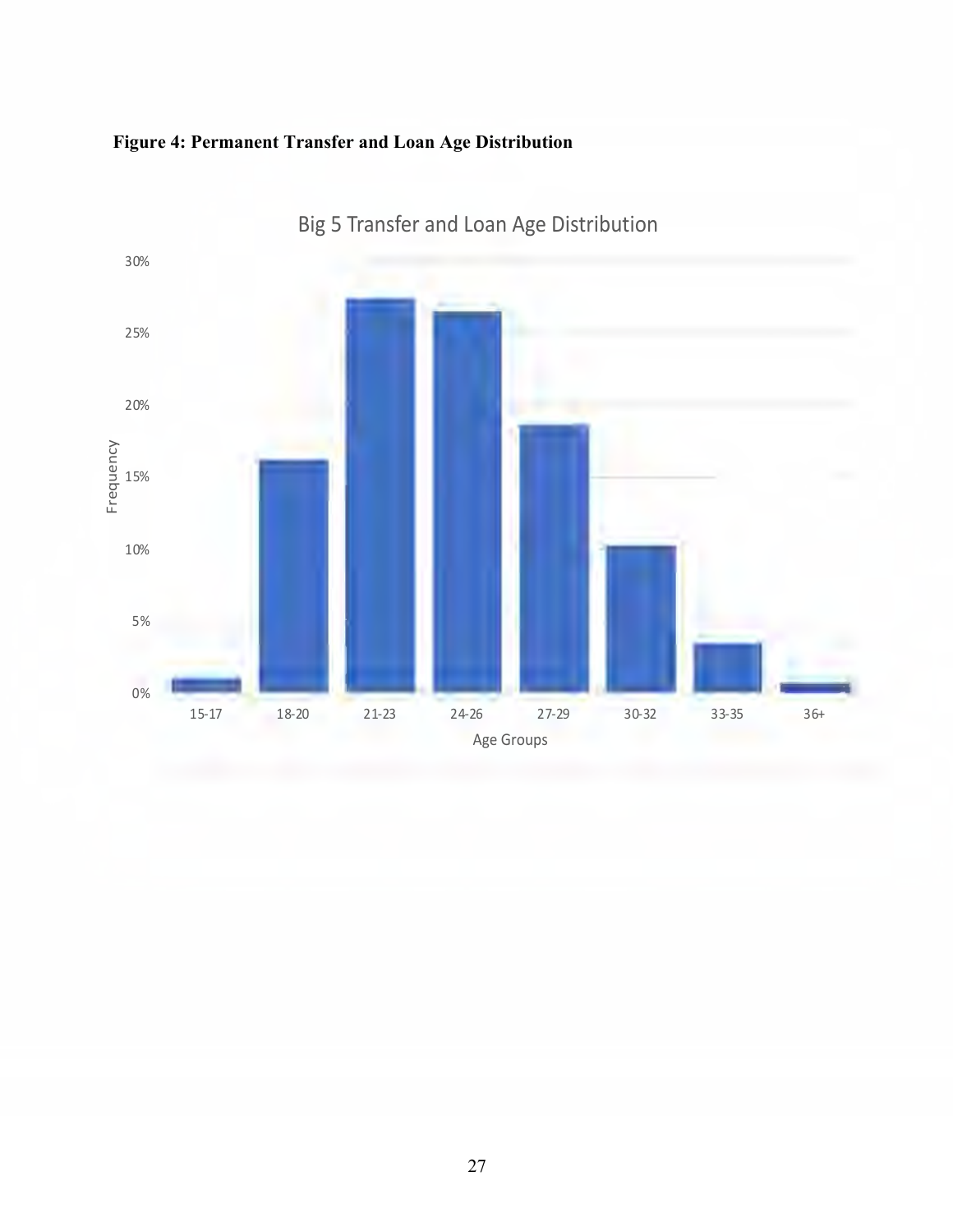**Figure 4: Permanent Transfer and Loan Age Distribution**

Big 5 Transfer and Loan Age Distribution

| Age Groups | Frequency |
| --- | --- |
| 15-17 | ~1% |
| 18-20 | ~16% |
| 21-23 | ~27% |
| 24-26 | ~26.5% |
| 27-29 | ~18.5% |
| 30-32 | ~10% |
| 33-35 | ~3.5% |
| 36+ | ~0.5% |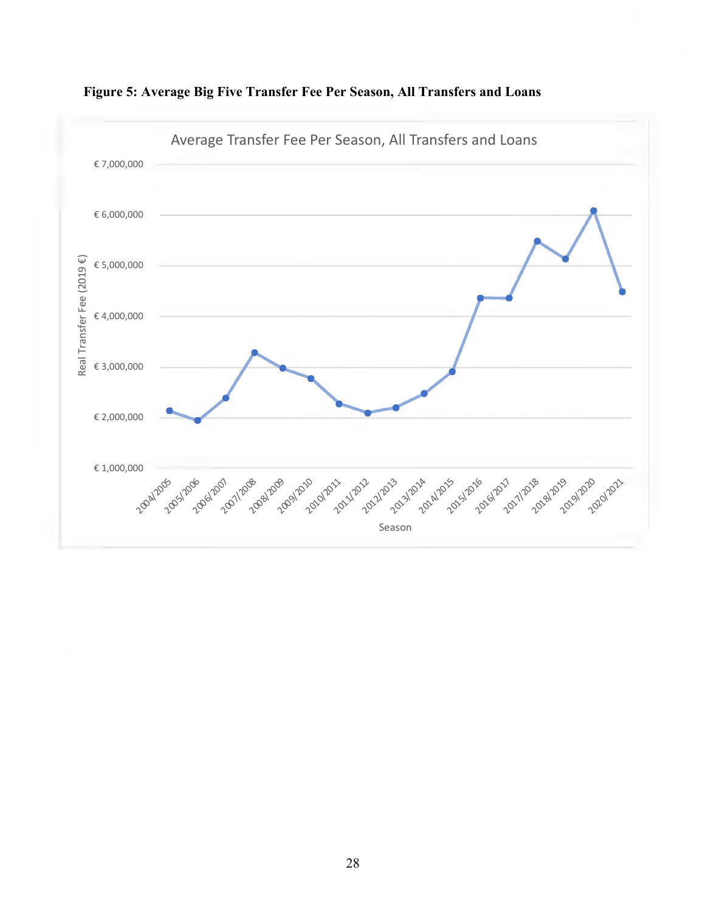**Figure 5: Average Big Five Transfer Fee Per Season, All Transfers and Loans**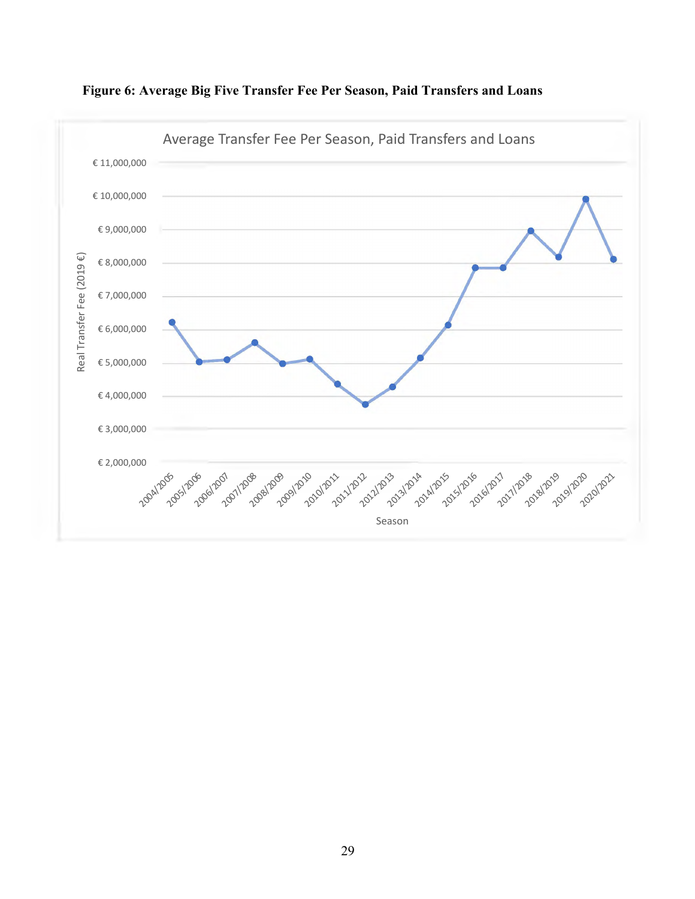**Figure 6: Average Big Five Transfer Fee Per Season, Paid Transfers and Loans**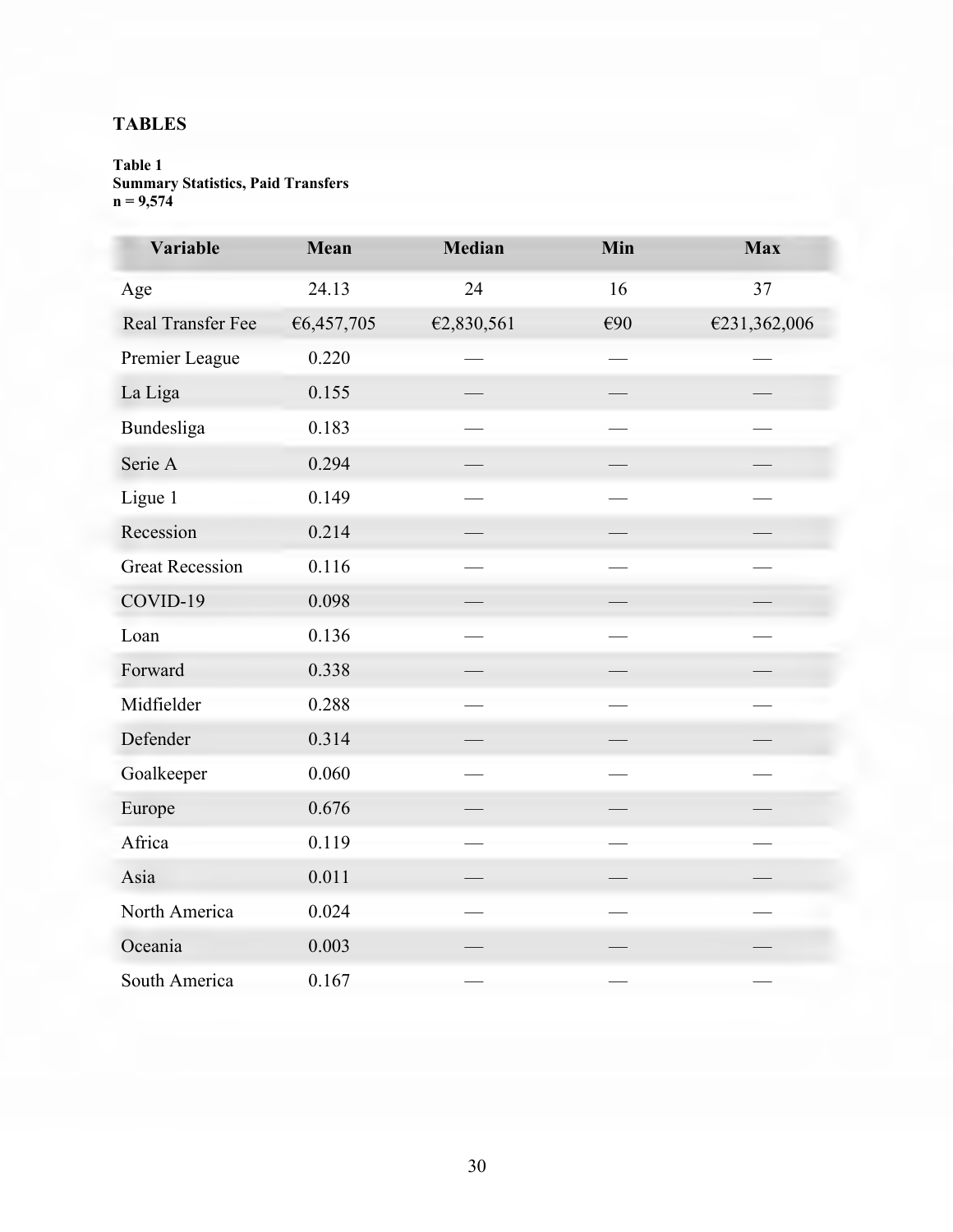## TABLES

**Table 1**
**Summary Statistics, Paid Transfers**
**n = 9,574**

| Variable | Mean | Median | Min | Max |
|---|---|---|---|---|
| Age | 24.13 | 24 | 16 | 37 |
| Real Transfer Fee | €6,457,705 | €2,830,561 | €90 | €231,362,006 |
| Premier League | 0.220 | — | — | — |
| La Liga | 0.155 | — | — | — |
| Bundesliga | 0.183 | — | — | — |
| Serie A | 0.294 | — | — | — |
| Ligue 1 | 0.149 | — | — | — |
| Recession | 0.214 | — | — | — |
| Great Recession | 0.116 | — | — | — |
| COVID-19 | 0.098 | — | — | — |
| Loan | 0.136 | — | — | — |
| Forward | 0.338 | — | — | — |
| Midfielder | 0.288 | — | — | — |
| Defender | 0.314 | — | — | — |
| Goalkeeper | 0.060 | — | — | — |
| Europe | 0.676 | — | — | — |
| Africa | 0.119 | — | — | — |
| Asia | 0.011 | — | — | — |
| North America | 0.024 | — | — | — |
| Oceania | 0.003 | — | — | — |
| South America | 0.167 | — | — | — |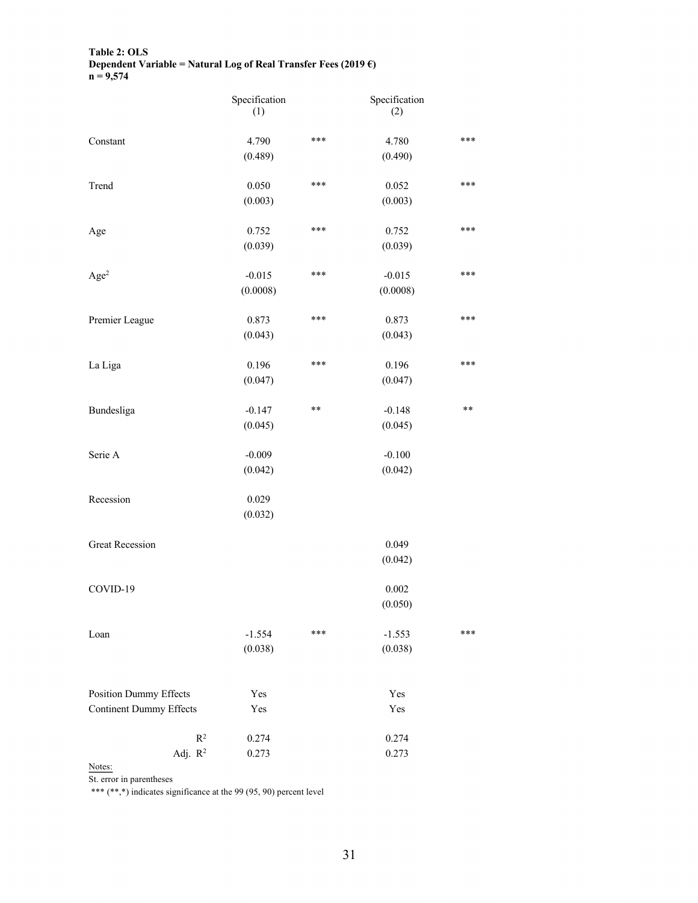**Table 2: OLS**
**Dependent Variable = Natural Log of Real Transfer Fees (2019 €)**
**n = 9,574**

| | Specification (1) | | Specification (2) | |
|---|---|---|---|---|
| Constant | 4.790 | *** | 4.780 | *** |
| | (0.489) | | (0.490) | |
| Trend | 0.050 | *** | 0.052 | *** |
| | (0.003) | | (0.003) | |
| Age | 0.752 | *** | 0.752 | *** |
| | (0.039) | | (0.039) | |
| $Age^2$ | -0.015 | *** | -0.015 | *** |
| | (0.0008) | | (0.0008) | |
| Premier League | 0.873 | *** | 0.873 | *** |
| | (0.043) | | (0.043) | |
| La Liga | 0.196 | *** | 0.196 | *** |
| | (0.047) | | (0.047) | |
| Bundesliga | -0.147 | ** | -0.148 | ** |
| | (0.045) | | (0.045) | |
| Serie A | -0.009 | | -0.100 | |
| | (0.042) | | (0.042) | |
| Recession | 0.029 | | | |
| | (0.032) | | | |
| Great Recession | | | 0.049 | |
| | | | (0.042) | |
| COVID-19 | | | 0.002 | |
| | | | (0.050) | |
| Loan | -1.554 | *** | -1.553 | *** |
| | (0.038) | | (0.038) | |
| Position Dummy Effects | Yes | | Yes | |
| Continent Dummy Effects | Yes | | Yes | |
| $R^2$ | 0.274 | | 0.274 | |
| Adj. $R^2$ | 0.273 | | 0.273 | |

Notes:
St. error in parentheses
*** (**,*) indicates significance at the 99 (95, 90) percent level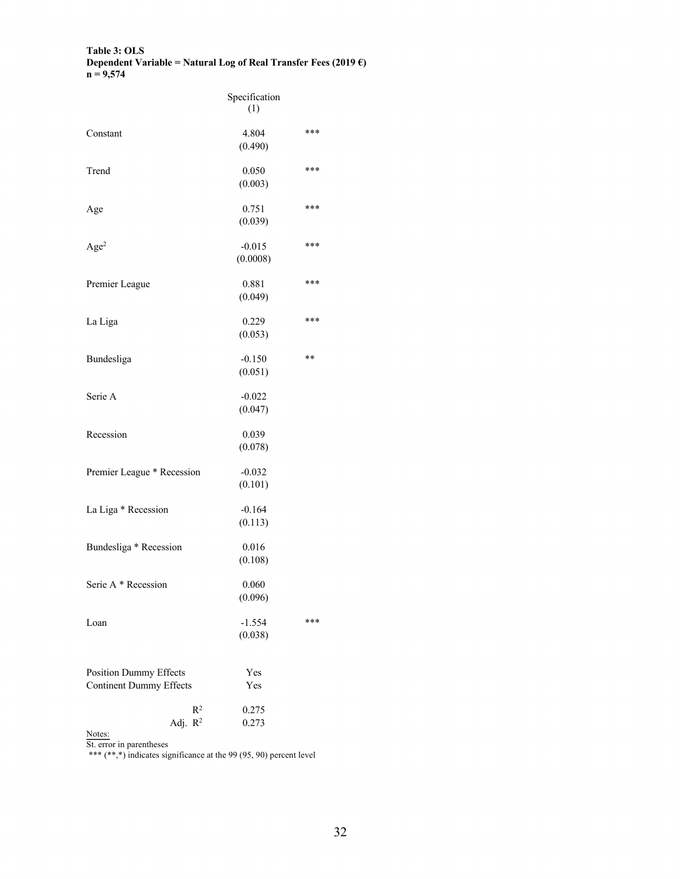**Table 3: OLS**
**Dependent Variable = Natural Log of Real Transfer Fees (2019 €)**
**n = 9,574**

| | Specification (1) | |
|---|---|---|
| Constant | 4.804 (0.490) | *** |
| Trend | 0.050 (0.003) | *** |
| Age | 0.751 (0.039) | *** |
| $Age^2$ | -0.015 (0.0008) | *** |
| Premier League | 0.881 (0.049) | *** |
| La Liga | 0.229 (0.053) | *** |
| Bundesliga | -0.150 (0.051) | ** |
| Serie A | -0.022 (0.047) | |
| Recession | 0.039 (0.078) | |
| Premier League * Recession | -0.032 (0.101) | |
| La Liga * Recession | -0.164 (0.113) | |
| Bundesliga * Recession | 0.016 (0.108) | |
| Serie A * Recession | 0.060 (0.096) | |
| Loan | -1.554 (0.038) | *** |
| Position Dummy Effects | Yes | |
| Continent Dummy Effects | Yes | |
| $R^2$ | 0.275 | |
| Adj. $R^2$ | 0.273 | |

Notes:
St. error in parentheses
*** (**,*) indicates significance at the 99 (95, 90) percent level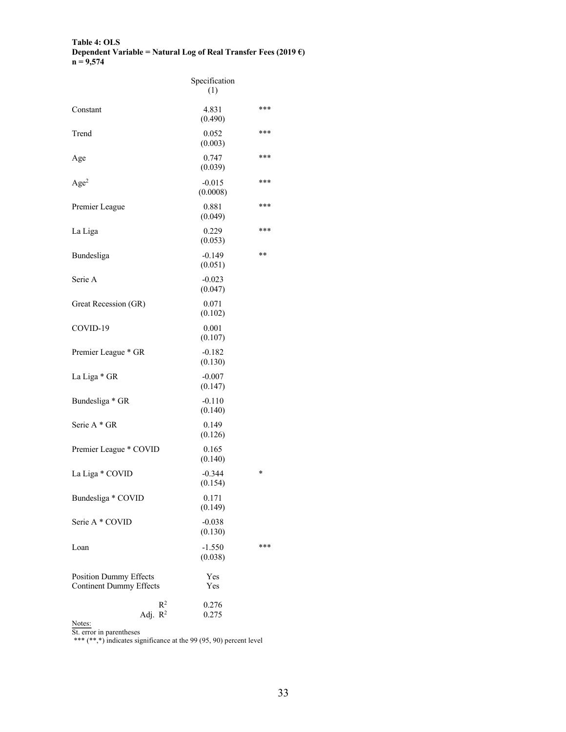**Table 4: OLS**
**Dependent Variable = Natural Log of Real Transfer Fees (2019 €)**
**n = 9,574**

| | Specification (1) | |
|---|---|---|
| Constant | 4.831 (0.490) | *** |
| Trend | 0.052 (0.003) | *** |
| Age | 0.747 (0.039) | *** |
| $Age^2$ | -0.015 (0.0008) | *** |
| Premier League | 0.881 (0.049) | *** |
| La Liga | 0.229 (0.053) | *** |
| Bundesliga | -0.149 (0.051) | ** |
| Serie A | -0.023 (0.047) | |
| Great Recession (GR) | 0.071 (0.102) | |
| COVID-19 | 0.001 (0.107) | |
| Premier League * GR | -0.182 (0.130) | |
| La Liga * GR | -0.007 (0.147) | |
| Bundesliga * GR | -0.110 (0.140) | |
| Serie A * GR | 0.149 (0.126) | |
| Premier League * COVID | 0.165 (0.140) | |
| La Liga * COVID | -0.344 (0.154) | * |
| Bundesliga * COVID | 0.171 (0.149) | |
| Serie A * COVID | -0.038 (0.130) | |
| Loan | -1.550 (0.038) | *** |
| Position Dummy Effects | Yes | |
| Continent Dummy Effects | Yes | |
| $R^2$ | 0.276 | |
| Adj. $R^2$ | 0.275 | |

Notes:
St. error in parentheses
*** (**,*) indicates significance at the 99 (95, 90) percent level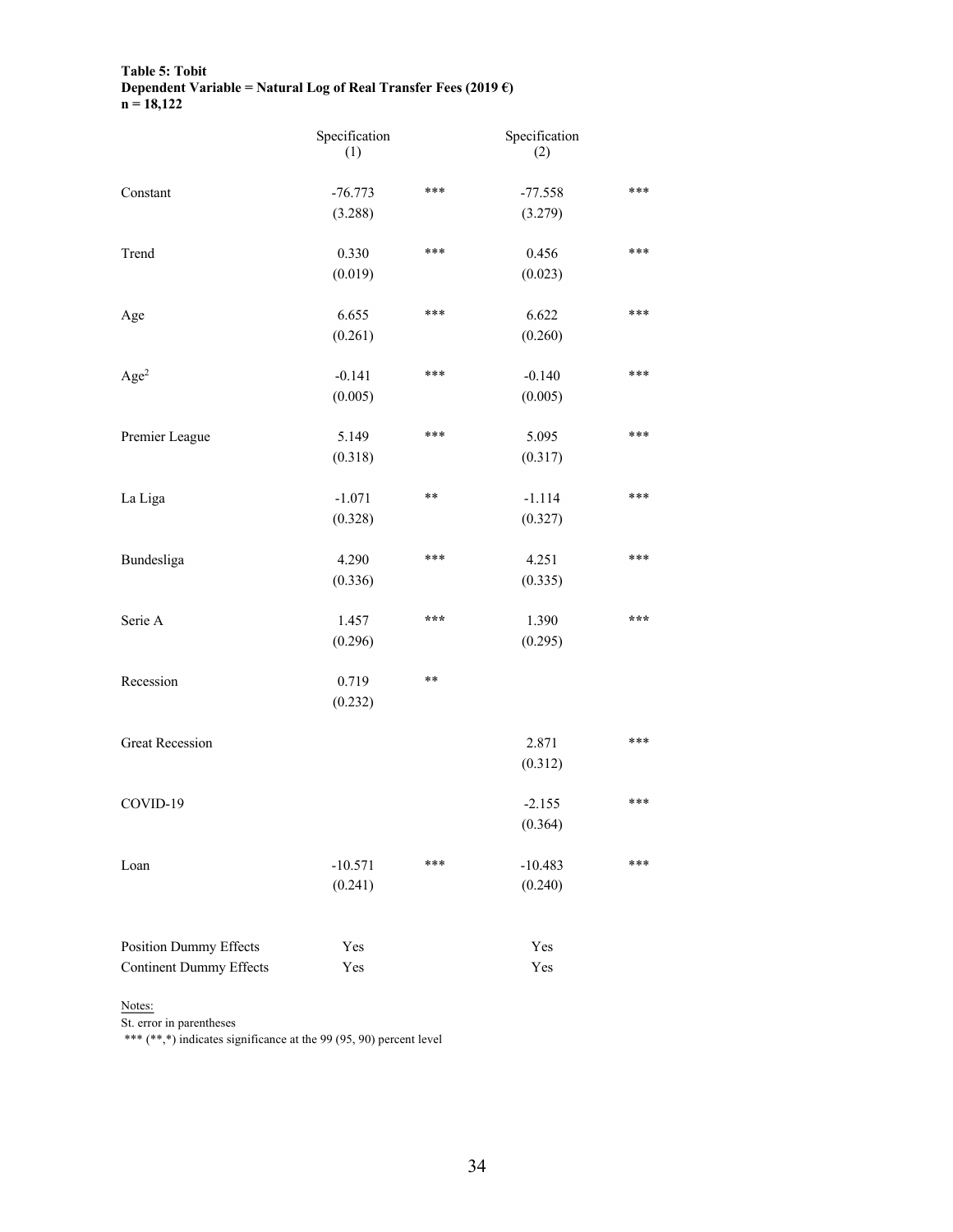**Table 5: Tobit**
**Dependent Variable = Natural Log of Real Transfer Fees (2019 €)**
**n = 18,122**

| | Specification (1) | | Specification (2) | |
|---|---|---|---|---|
| Constant | -76.773 | *** | -77.558 | *** |
| | (3.288) | | (3.279) | |
| Trend | 0.330 | *** | 0.456 | *** |
| | (0.019) | | (0.023) | |
| Age | 6.655 | *** | 6.622 | *** |
| | (0.261) | | (0.260) | |
| $Age^2$ | -0.141 | *** | -0.140 | *** |
| | (0.005) | | (0.005) | |
| Premier League | 5.149 | *** | 5.095 | *** |
| | (0.318) | | (0.317) | |
| La Liga | -1.071 | ** | -1.114 | *** |
| | (0.328) | | (0.327) | |
| Bundesliga | 4.290 | *** | 4.251 | *** |
| | (0.336) | | (0.335) | |
| Serie A | 1.457 | *** | 1.390 | *** |
| | (0.296) | | (0.295) | |
| Recession | 0.719 | ** | | |
| | (0.232) | | | |
| Great Recession | | | 2.871 | *** |
| | | | (0.312) | |
| COVID-19 | | | -2.155 | *** |
| | | | (0.364) | |
| Loan | -10.571 | *** | -10.483 | *** |
| | (0.241) | | (0.240) | |
| Position Dummy Effects | Yes | | Yes | |
| Continent Dummy Effects | Yes | | Yes | |

Notes:
St. error in parentheses
*** (**,*) indicates significance at the 99 (95, 90) percent level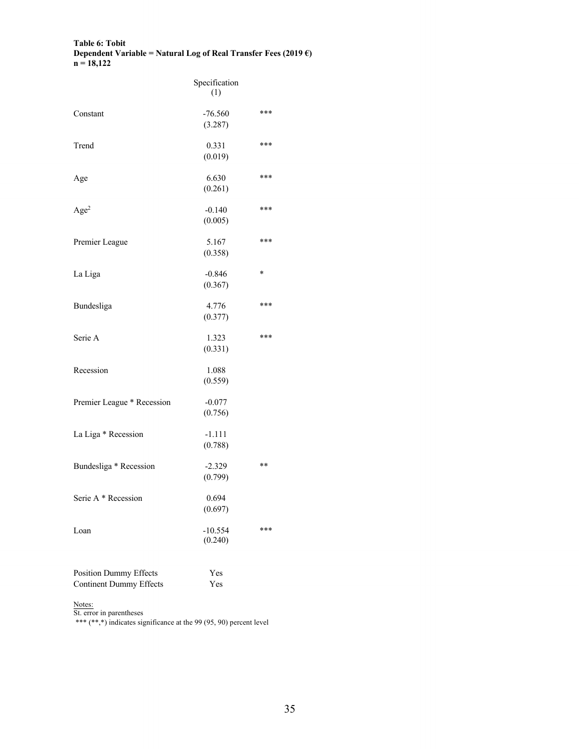**Table 6: Tobit**
**Dependent Variable = Natural Log of Real Transfer Fees (2019 €)**
**n = 18,122**

| | Specification (1) | |
|---|---|---|
| Constant | -76.560 | *** |
| | (3.287) | |
| Trend | 0.331 | *** |
| | (0.019) | |
| Age | 6.630 | *** |
| | (0.261) | |
| Age$^2$ | -0.140 | *** |
| | (0.005) | |
| Premier League | 5.167 | *** |
| | (0.358) | |
| La Liga | -0.846 | * |
| | (0.367) | |
| Bundesliga | 4.776 | *** |
| | (0.377) | |
| Serie A | 1.323 | *** |
| | (0.331) | |
| Recession | 1.088 | |
| | (0.559) | |
| Premier League * Recession | -0.077 | |
| | (0.756) | |
| La Liga * Recession | -1.111 | |
| | (0.788) | |
| Bundesliga * Recession | -2.329 | ** |
| | (0.799) | |
| Serie A * Recession | 0.694 | |
| | (0.697) | |
| Loan | -10.554 | *** |
| | (0.240) | |
| Position Dummy Effects | Yes | |
| Continent Dummy Effects | Yes | |

Notes:
St. error in parentheses
*** (**,*) indicates significance at the 99 (95, 90) percent level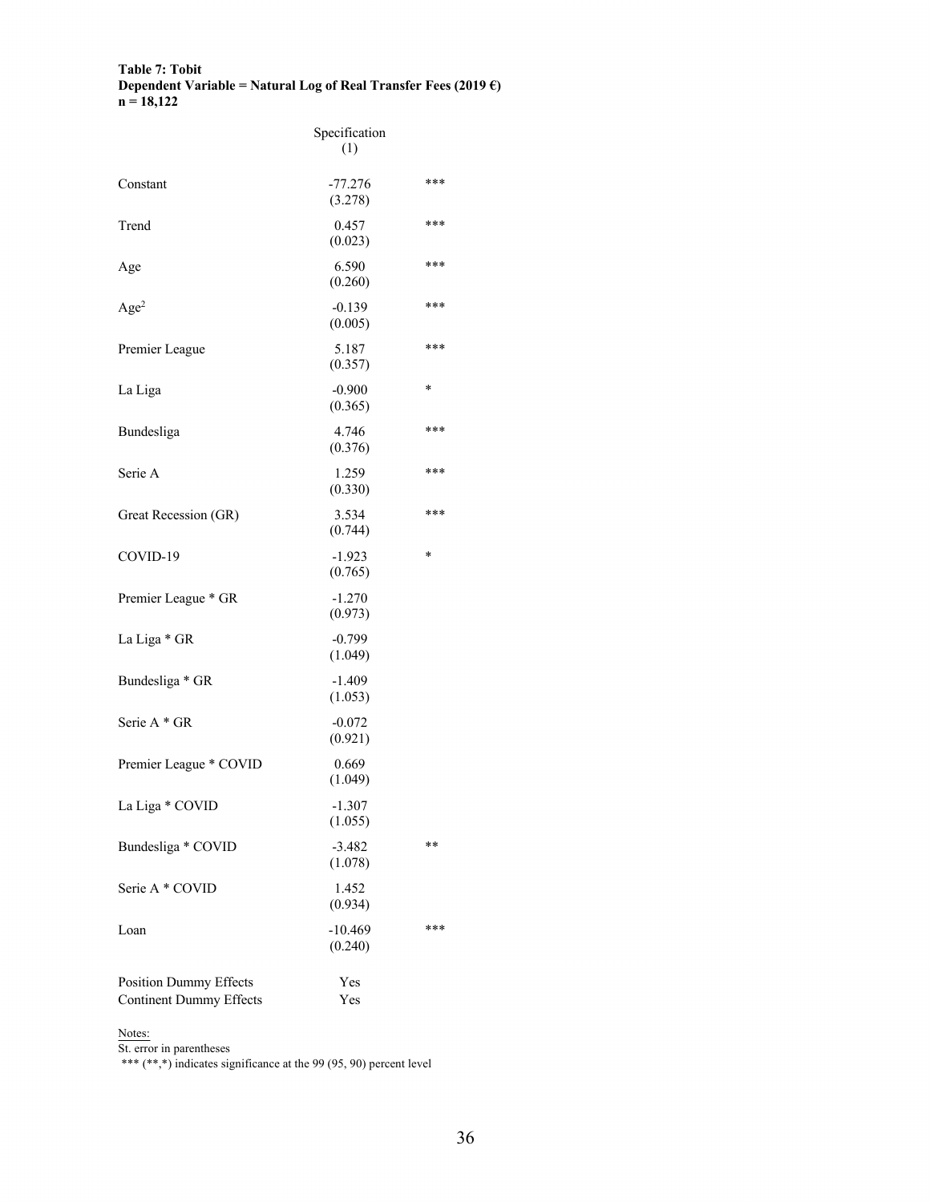**Table 7: Tobit**
**Dependent Variable = Natural Log of Real Transfer Fees (2019 €)**
**n = 18,122**

| | Specification (1) | |
|---|---|---|
| Constant | -77.276 | *** |
| | (3.278) | |
| Trend | 0.457 | *** |
| | (0.023) | |
| Age | 6.590 | *** |
| | (0.260) | |
| $Age^2$ | -0.139 | *** |
| | (0.005) | |
| Premier League | 5.187 | *** |
| | (0.357) | |
| La Liga | -0.900 | * |
| | (0.365) | |
| Bundesliga | 4.746 | *** |
| | (0.376) | |
| Serie A | 1.259 | *** |
| | (0.330) | |
| Great Recession (GR) | 3.534 | *** |
| | (0.744) | |
| COVID-19 | -1.923 | * |
| | (0.765) | |
| Premier League * GR | -1.270 | |
| | (0.973) | |
| La Liga * GR | -0.799 | |
| | (1.049) | |
| Bundesliga * GR | -1.409 | |
| | (1.053) | |
| Serie A * GR | -0.072 | |
| | (0.921) | |
| Premier League * COVID | 0.669 | |
| | (1.049) | |
| La Liga * COVID | -1.307 | |
| | (1.055) | |
| Bundesliga * COVID | -3.482 | ** |
| | (1.078) | |
| Serie A * COVID | 1.452 | |
| | (0.934) | |
| Loan | -10.469 | *** |
| | (0.240) | |
| Position Dummy Effects | Yes | |
| Continent Dummy Effects | Yes | |

Notes:
St. error in parentheses
*** (**,*) indicates significance at the 99 (95, 90) percent level